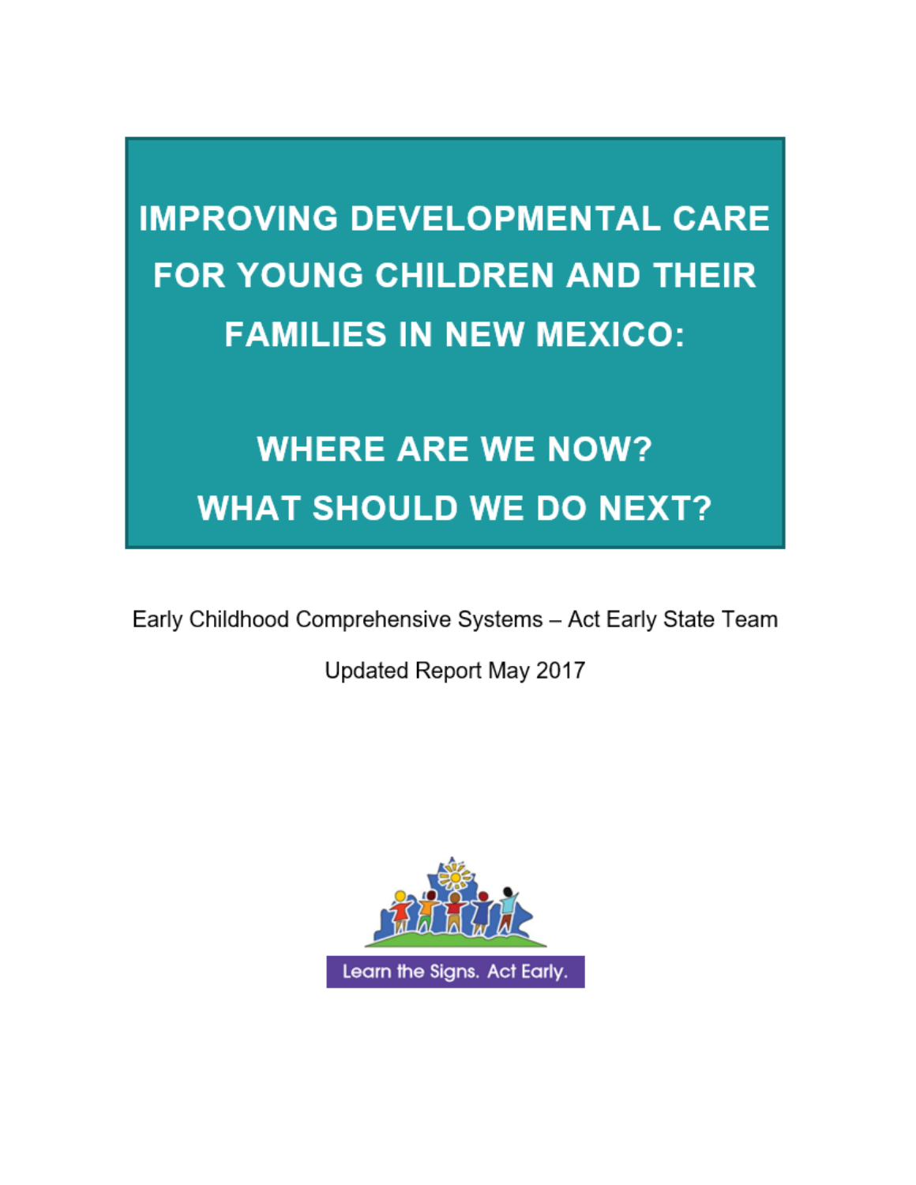# IMPROVING DEVELOPMENTAL CARE FOR YOUNG CHILDREN AND THEIR FAMILIES IN NEW MEXICO:

## WHERE ARE WE NOW? WHAT SHOULD WE DO NEXT?

Early Childhood Comprehensive Systems – Act Early State Team

Updated Report May 2017

Learn the Signs. Act Early.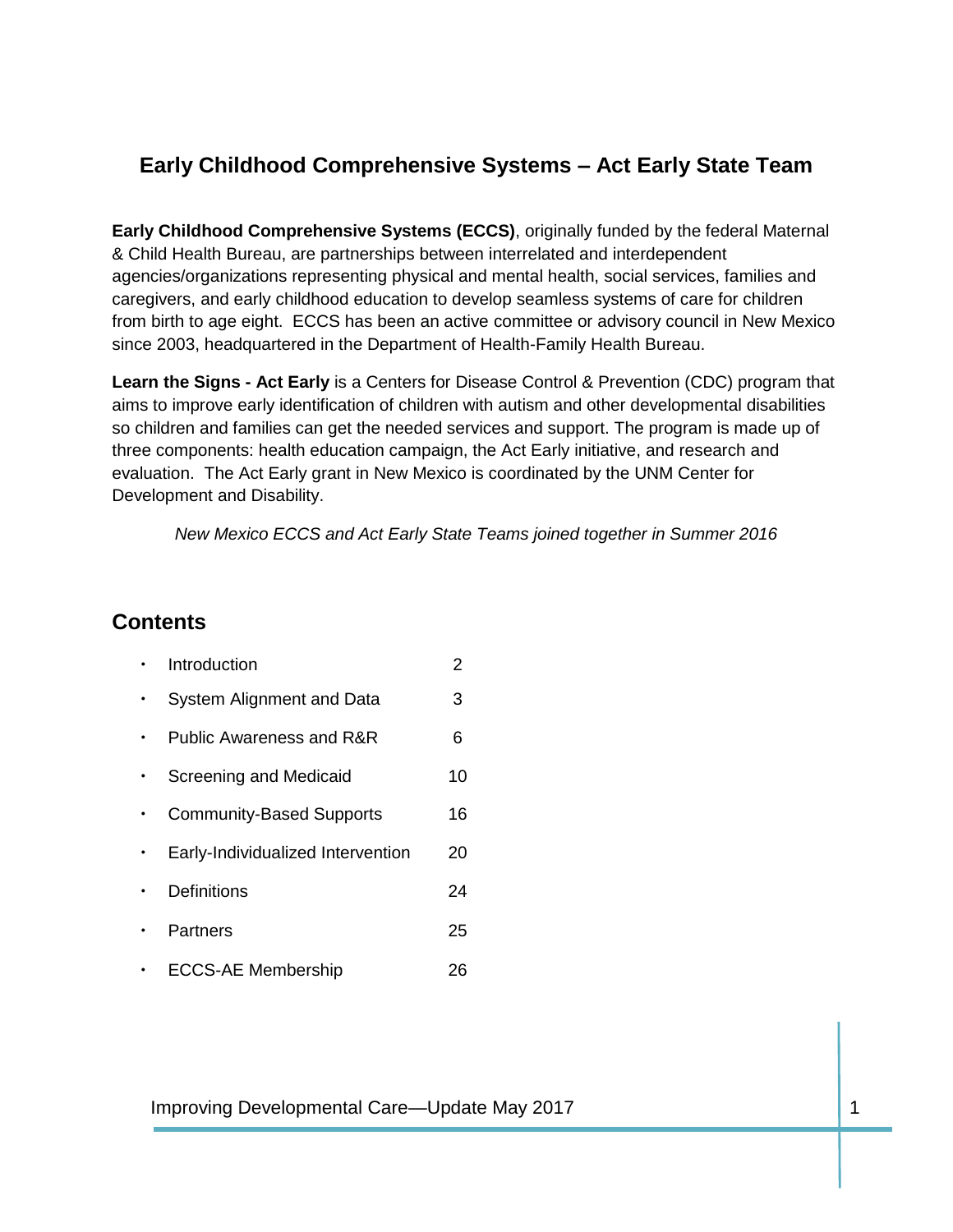# Early Childhood Comprehensive Systems – Act Early State Team

**Early Childhood Comprehensive Systems (ECCS)**, originally funded by the federal Maternal & Child Health Bureau, are partnerships between interrelated and interdependent agencies/organizations representing physical and mental health, social services, families and caregivers, and early childhood education to develop seamless systems of care for children from birth to age eight. ECCS has been an active committee or advisory council in New Mexico since 2003, headquartered in the Department of Health-Family Health Bureau.

**Learn the Signs - Act Early** is a Centers for Disease Control & Prevention (CDC) program that aims to improve early identification of children with autism and other developmental disabilities so children and families can get the needed services and support. The program is made up of three components: health education campaign, the Act Early initiative, and research and evaluation. The Act Early grant in New Mexico is coordinated by the UNM Center for Development and Disability.

*New Mexico ECCS and Act Early State Teams joined together in Summer 2016*

## Contents

| | |
|---|---|
| Introduction | 2 |
| System Alignment and Data | 3 |
| Public Awareness and R&R | 6 |
| Screening and Medicaid | 10 |
| Community-Based Supports | 16 |
| Early-Individualized Intervention | 20 |
| Definitions | 24 |
| Partners | 25 |
| ECCS-AE Membership | 26 |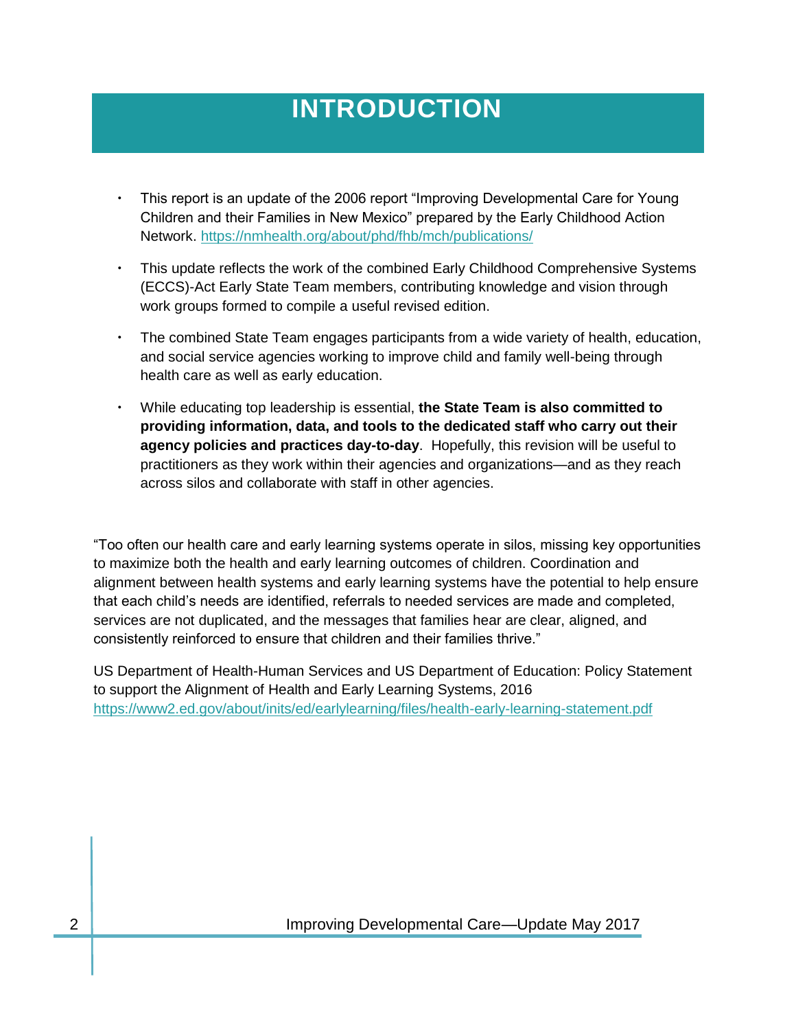# INTRODUCTION

- This report is an update of the 2006 report "Improving Developmental Care for Young Children and their Families in New Mexico" prepared by the Early Childhood Action Network. https://nmhealth.org/about/phd/fhb/mch/publications/
- This update reflects the work of the combined Early Childhood Comprehensive Systems (ECCS)-Act Early State Team members, contributing knowledge and vision through work groups formed to compile a useful revised edition.
- The combined State Team engages participants from a wide variety of health, education, and social service agencies working to improve child and family well-being through health care as well as early education.
- While educating top leadership is essential, **the State Team is also committed to providing information, data, and tools to the dedicated staff who carry out their agency policies and practices day-to-day**. Hopefully, this revision will be useful to practitioners as they work within their agencies and organizations—and as they reach across silos and collaborate with staff in other agencies.

"Too often our health care and early learning systems operate in silos, missing key opportunities to maximize both the health and early learning outcomes of children. Coordination and alignment between health systems and early learning systems have the potential to help ensure that each child's needs are identified, referrals to needed services are made and completed, services are not duplicated, and the messages that families hear are clear, aligned, and consistently reinforced to ensure that children and their families thrive."

US Department of Health-Human Services and US Department of Education: Policy Statement to support the Alignment of Health and Early Learning Systems, 2016
https://www2.ed.gov/about/inits/ed/earlylearning/files/health-early-learning-statement.pdf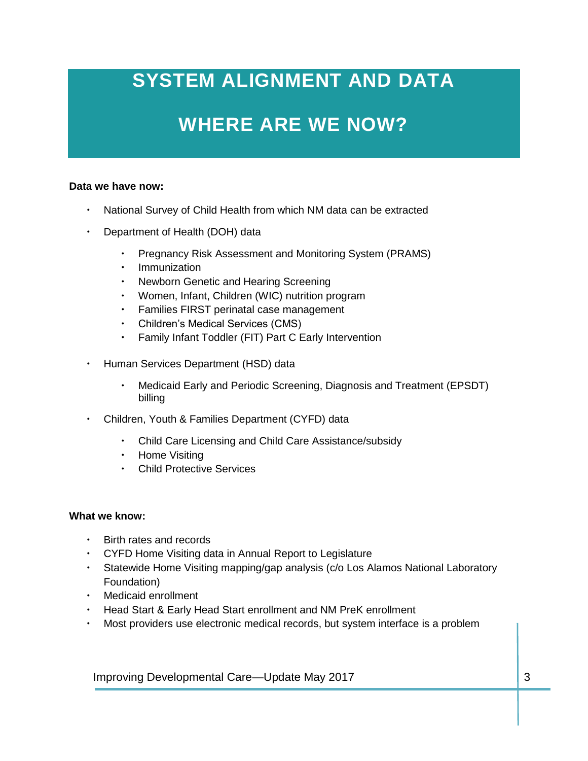# SYSTEM ALIGNMENT AND DATA

# WHERE ARE WE NOW?

**Data we have now:**

- National Survey of Child Health from which NM data can be extracted
- Department of Health (DOH) data
  - Pregnancy Risk Assessment and Monitoring System (PRAMS)
  - Immunization
  - Newborn Genetic and Hearing Screening
  - Women, Infant, Children (WIC) nutrition program
  - Families FIRST perinatal case management
  - Children's Medical Services (CMS)
  - Family Infant Toddler (FIT) Part C Early Intervention
- Human Services Department (HSD) data
  - Medicaid Early and Periodic Screening, Diagnosis and Treatment (EPSDT) billing
- Children, Youth & Families Department (CYFD) data
  - Child Care Licensing and Child Care Assistance/subsidy
  - Home Visiting
  - Child Protective Services

**What we know:**

- Birth rates and records
- CYFD Home Visiting data in Annual Report to Legislature
- Statewide Home Visiting mapping/gap analysis (c/o Los Alamos National Laboratory Foundation)
- Medicaid enrollment
- Head Start & Early Head Start enrollment and NM PreK enrollment
- Most providers use electronic medical records, but system interface is a problem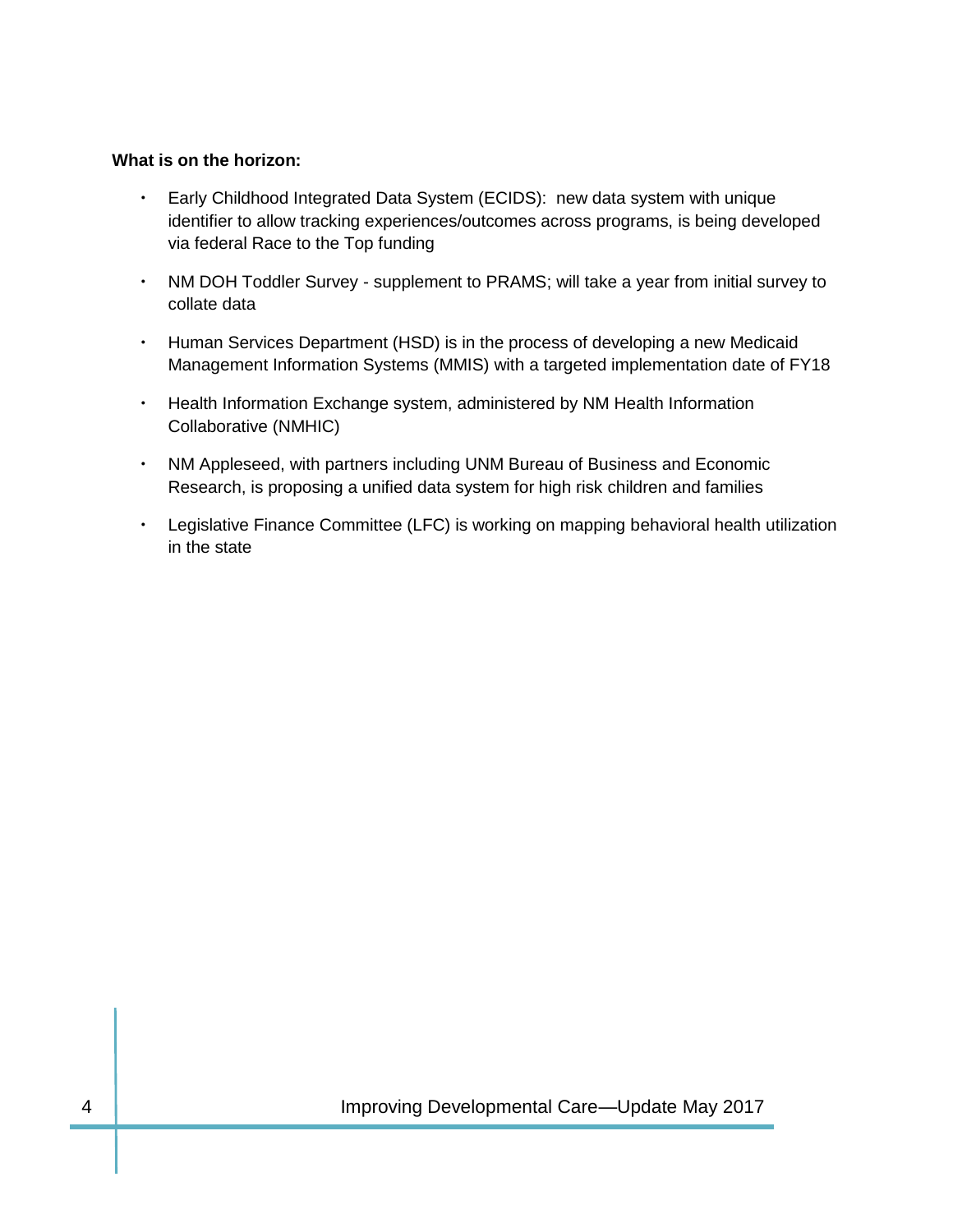**What is on the horizon:**

- Early Childhood Integrated Data System (ECIDS): new data system with unique identifier to allow tracking experiences/outcomes across programs, is being developed via federal Race to the Top funding
- NM DOH Toddler Survey - supplement to PRAMS; will take a year from initial survey to collate data
- Human Services Department (HSD) is in the process of developing a new Medicaid Management Information Systems (MMIS) with a targeted implementation date of FY18
- Health Information Exchange system, administered by NM Health Information Collaborative (NMHIC)
- NM Appleseed, with partners including UNM Bureau of Business and Economic Research, is proposing a unified data system for high risk children and families
- Legislative Finance Committee (LFC) is working on mapping behavioral health utilization in the state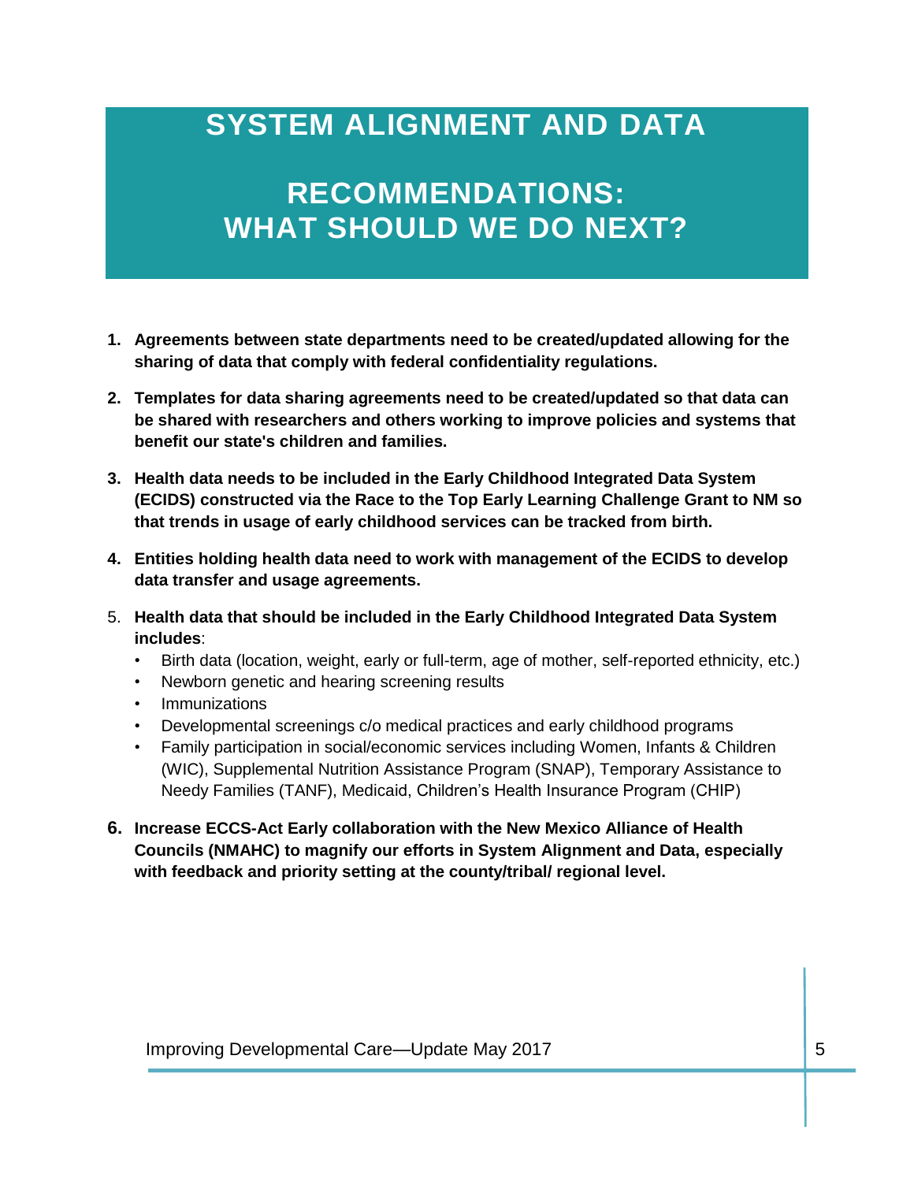# SYSTEM ALIGNMENT AND DATA

# RECOMMENDATIONS: WHAT SHOULD WE DO NEXT?

1. **Agreements between state departments need to be created/updated allowing for the sharing of data that comply with federal confidentiality regulations.**
2. **Templates for data sharing agreements need to be created/updated so that data can be shared with researchers and others working to improve policies and systems that benefit our state's children and families.**
3. **Health data needs to be included in the Early Childhood Integrated Data System (ECIDS) constructed via the Race to the Top Early Learning Challenge Grant to NM so that trends in usage of early childhood services can be tracked from birth.**
4. **Entities holding health data need to work with management of the ECIDS to develop data transfer and usage agreements.**
5. **Health data that should be included in the Early Childhood Integrated Data System includes**:
   - Birth data (location, weight, early or full-term, age of mother, self-reported ethnicity, etc.)
   - Newborn genetic and hearing screening results
   - Immunizations
   - Developmental screenings c/o medical practices and early childhood programs
   - Family participation in social/economic services including Women, Infants & Children (WIC), Supplemental Nutrition Assistance Program (SNAP), Temporary Assistance to Needy Families (TANF), Medicaid, Children's Health Insurance Program (CHIP)
6. **Increase ECCS-Act Early collaboration with the New Mexico Alliance of Health Councils (NMAHC) to magnify our efforts in System Alignment and Data, especially with feedback and priority setting at the county/tribal/ regional level.**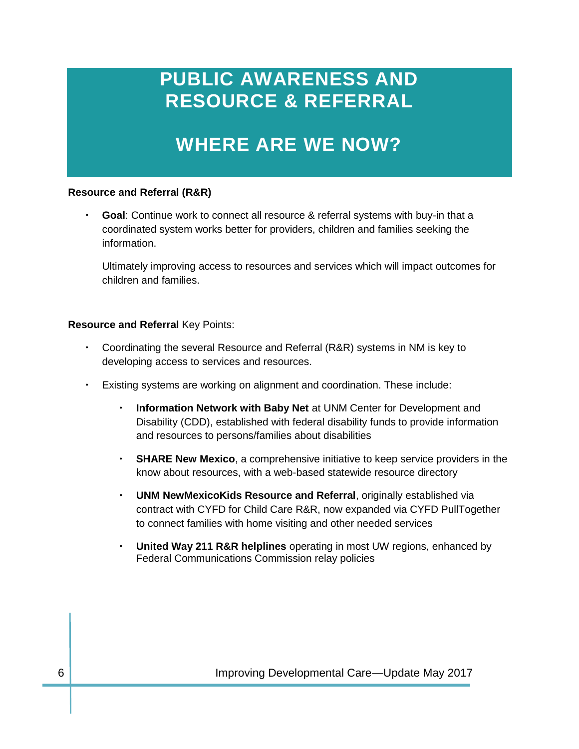# PUBLIC AWARENESS AND RESOURCE & REFERRAL

## WHERE ARE WE NOW?

**Resource and Referral (R&R)**

- **Goal**: Continue work to connect all resource & referral systems with buy-in that a coordinated system works better for providers, children and families seeking the information.

  Ultimately improving access to resources and services which will impact outcomes for children and families.

**Resource and Referral** Key Points:

- Coordinating the several Resource and Referral (R&R) systems in NM is key to developing access to services and resources.
- Existing systems are working on alignment and coordination. These include:
  - **Information Network with Baby Net** at UNM Center for Development and Disability (CDD), established with federal disability funds to provide information and resources to persons/families about disabilities
  - **SHARE New Mexico**, a comprehensive initiative to keep service providers in the know about resources, with a web-based statewide resource directory
  - **UNM NewMexicoKids Resource and Referral**, originally established via contract with CYFD for Child Care R&R, now expanded via CYFD PullTogether to connect families with home visiting and other needed services
  - **United Way 211 R&R helplines** operating in most UW regions, enhanced by Federal Communications Commission relay policies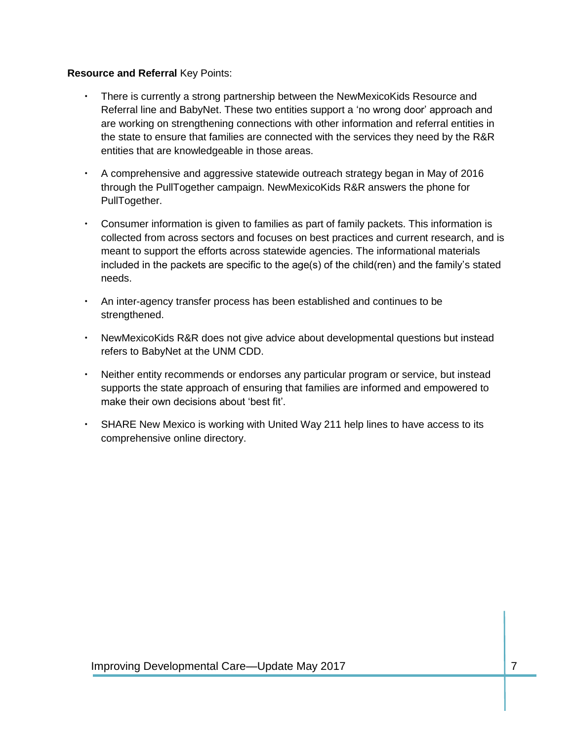**Resource and Referral** Key Points:

- There is currently a strong partnership between the NewMexicoKids Resource and Referral line and BabyNet. These two entities support a 'no wrong door' approach and are working on strengthening connections with other information and referral entities in the state to ensure that families are connected with the services they need by the R&R entities that are knowledgeable in those areas.
- A comprehensive and aggressive statewide outreach strategy began in May of 2016 through the PullTogether campaign. NewMexicoKids R&R answers the phone for PullTogether.
- Consumer information is given to families as part of family packets. This information is collected from across sectors and focuses on best practices and current research, and is meant to support the efforts across statewide agencies. The informational materials included in the packets are specific to the age(s) of the child(ren) and the family's stated needs.
- An inter-agency transfer process has been established and continues to be strengthened.
- NewMexicoKids R&R does not give advice about developmental questions but instead refers to BabyNet at the UNM CDD.
- Neither entity recommends or endorses any particular program or service, but instead supports the state approach of ensuring that families are informed and empowered to make their own decisions about 'best fit'.
- SHARE New Mexico is working with United Way 211 help lines to have access to its comprehensive online directory.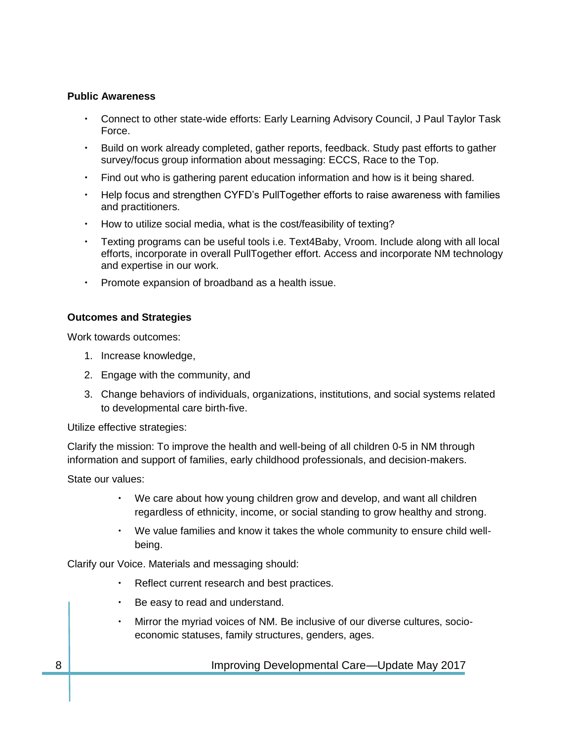**Public Awareness**

- Connect to other state-wide efforts: Early Learning Advisory Council, J Paul Taylor Task Force.
- Build on work already completed, gather reports, feedback. Study past efforts to gather survey/focus group information about messaging: ECCS, Race to the Top.
- Find out who is gathering parent education information and how is it being shared.
- Help focus and strengthen CYFD's PullTogether efforts to raise awareness with families and practitioners.
- How to utilize social media, what is the cost/feasibility of texting?
- Texting programs can be useful tools i.e. Text4Baby, Vroom. Include along with all local efforts, incorporate in overall PullTogether effort. Access and incorporate NM technology and expertise in our work.
- Promote expansion of broadband as a health issue.

**Outcomes and Strategies**

Work towards outcomes:

1. Increase knowledge,
2. Engage with the community, and
3. Change behaviors of individuals, organizations, institutions, and social systems related to developmental care birth-five.

Utilize effective strategies:

Clarify the mission: To improve the health and well-being of all children 0-5 in NM through information and support of families, early childhood professionals, and decision-makers.

State our values:

- We care about how young children grow and develop, and want all children regardless of ethnicity, income, or social standing to grow healthy and strong.
- We value families and know it takes the whole community to ensure child well-being.

Clarify our Voice. Materials and messaging should:

- Reflect current research and best practices.
- Be easy to read and understand.
- Mirror the myriad voices of NM. Be inclusive of our diverse cultures, socio-economic statuses, family structures, genders, ages.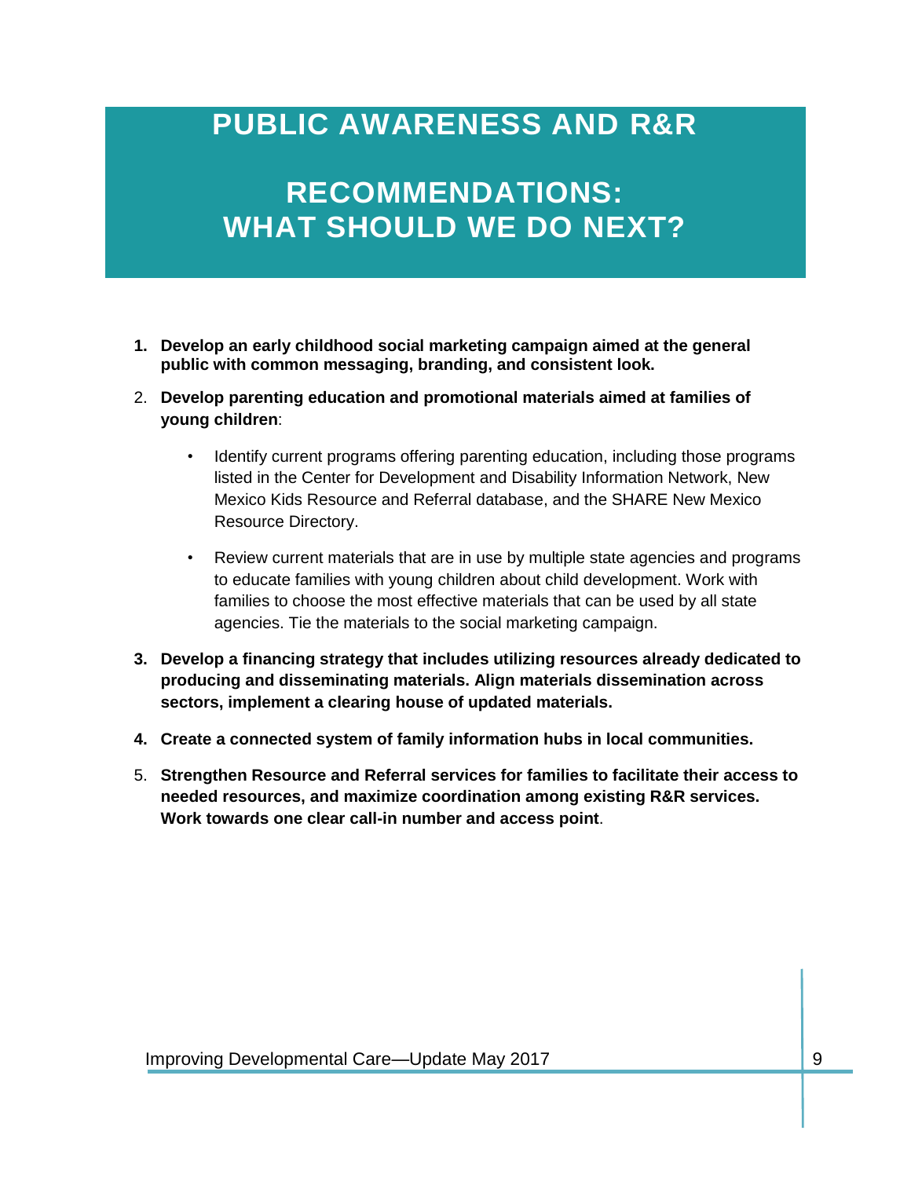# PUBLIC AWARENESS AND R&R

## RECOMMENDATIONS: WHAT SHOULD WE DO NEXT?

1. **Develop an early childhood social marketing campaign aimed at the general public with common messaging, branding, and consistent look.**
2. **Develop parenting education and promotional materials aimed at families of young children**:
   - Identify current programs offering parenting education, including those programs listed in the Center for Development and Disability Information Network, New Mexico Kids Resource and Referral database, and the SHARE New Mexico Resource Directory.
   - Review current materials that are in use by multiple state agencies and programs to educate families with young children about child development. Work with families to choose the most effective materials that can be used by all state agencies. Tie the materials to the social marketing campaign.
3. **Develop a financing strategy that includes utilizing resources already dedicated to producing and disseminating materials. Align materials dissemination across sectors, implement a clearing house of updated materials.**
4. **Create a connected system of family information hubs in local communities.**
5. **Strengthen Resource and Referral services for families to facilitate their access to needed resources, and maximize coordination among existing R&R services. Work towards one clear call-in number and access point**.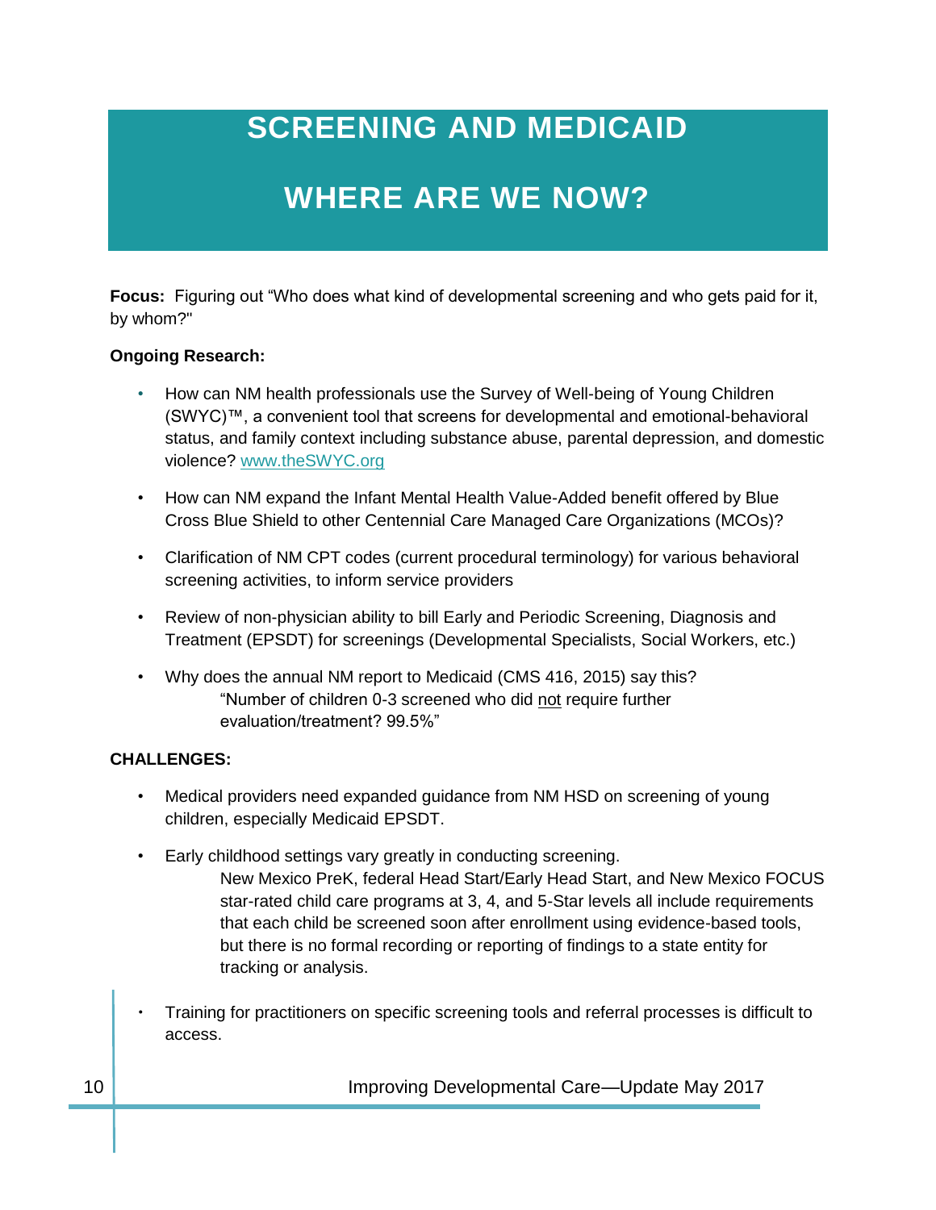# SCREENING AND MEDICAID

# WHERE ARE WE NOW?

**Focus:** Figuring out "Who does what kind of developmental screening and who gets paid for it, by whom?"

**Ongoing Research:**

- How can NM health professionals use the Survey of Well-being of Young Children (SWYC)™, a convenient tool that screens for developmental and emotional-behavioral status, and family context including substance abuse, parental depression, and domestic violence? www.theSWYC.org
- How can NM expand the Infant Mental Health Value-Added benefit offered by Blue Cross Blue Shield to other Centennial Care Managed Care Organizations (MCOs)?
- Clarification of NM CPT codes (current procedural terminology) for various behavioral screening activities, to inform service providers
- Review of non-physician ability to bill Early and Periodic Screening, Diagnosis and Treatment (EPSDT) for screenings (Developmental Specialists, Social Workers, etc.)
- Why does the annual NM report to Medicaid (CMS 416, 2015) say this?

  "Number of children 0-3 screened who did not require further evaluation/treatment? 99.5%"

**CHALLENGES:**

- Medical providers need expanded guidance from NM HSD on screening of young children, especially Medicaid EPSDT.
- Early childhood settings vary greatly in conducting screening.

  New Mexico PreK, federal Head Start/Early Head Start, and New Mexico FOCUS star-rated child care programs at 3, 4, and 5-Star levels all include requirements that each child be screened soon after enrollment using evidence-based tools, but there is no formal recording or reporting of findings to a state entity for tracking or analysis.
- Training for practitioners on specific screening tools and referral processes is difficult to access.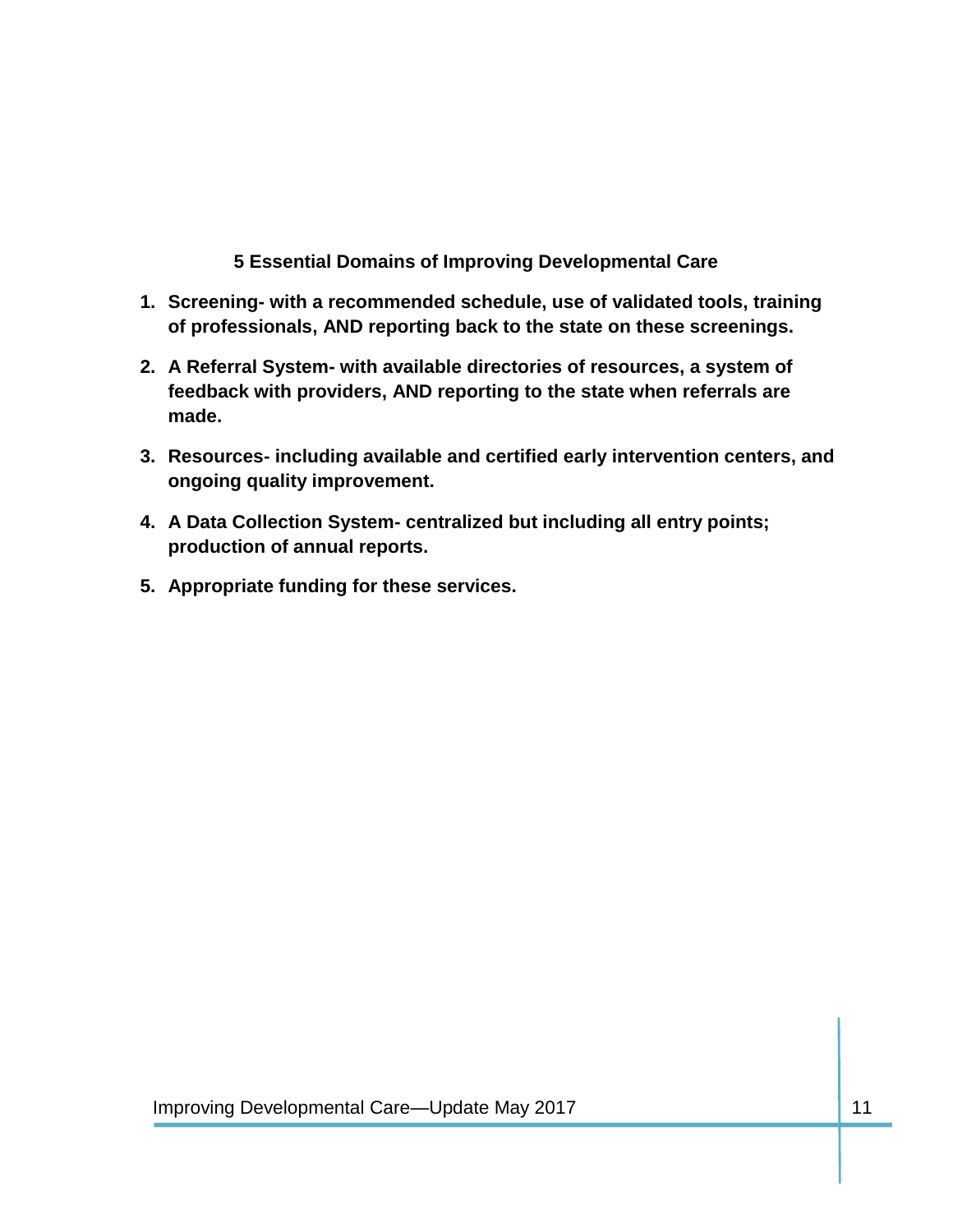**5 Essential Domains of Improving Developmental Care**

1. **Screening- with a recommended schedule, use of validated tools, training of professionals, AND reporting back to the state on these screenings.**
2. **A Referral System- with available directories of resources, a system of feedback with providers, AND reporting to the state when referrals are made.**
3. **Resources- including available and certified early intervention centers, and ongoing quality improvement.**
4. **A Data Collection System- centralized but including all entry points; production of annual reports.**
5. **Appropriate funding for these services.**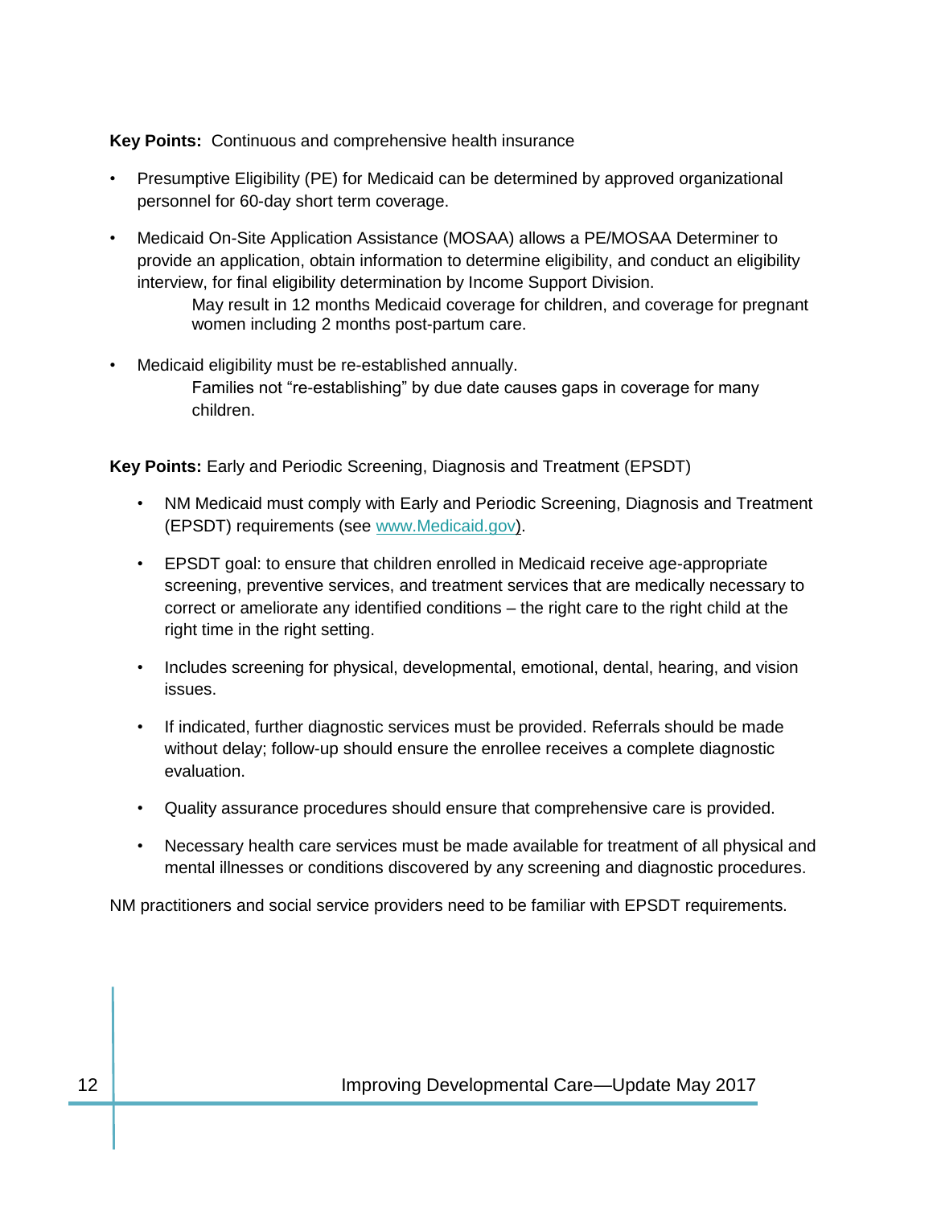**Key Points:** Continuous and comprehensive health insurance

- Presumptive Eligibility (PE) for Medicaid can be determined by approved organizational personnel for 60-day short term coverage.
- Medicaid On-Site Application Assistance (MOSAA) allows a PE/MOSAA Determiner to provide an application, obtain information to determine eligibility, and conduct an eligibility interview, for final eligibility determination by Income Support Division.
  - May result in 12 months Medicaid coverage for children, and coverage for pregnant women including 2 months post-partum care.
- Medicaid eligibility must be re-established annually.
  - Families not "re-establishing" by due date causes gaps in coverage for many children.

**Key Points:** Early and Periodic Screening, Diagnosis and Treatment (EPSDT)

- NM Medicaid must comply with Early and Periodic Screening, Diagnosis and Treatment (EPSDT) requirements (see [www.Medicaid.gov](http://www.Medicaid.gov)).
- EPSDT goal: to ensure that children enrolled in Medicaid receive age-appropriate screening, preventive services, and treatment services that are medically necessary to correct or ameliorate any identified conditions – the right care to the right child at the right time in the right setting.
- Includes screening for physical, developmental, emotional, dental, hearing, and vision issues.
- If indicated, further diagnostic services must be provided. Referrals should be made without delay; follow-up should ensure the enrollee receives a complete diagnostic evaluation.
- Quality assurance procedures should ensure that comprehensive care is provided.
- Necessary health care services must be made available for treatment of all physical and mental illnesses or conditions discovered by any screening and diagnostic procedures.

NM practitioners and social service providers need to be familiar with EPSDT requirements.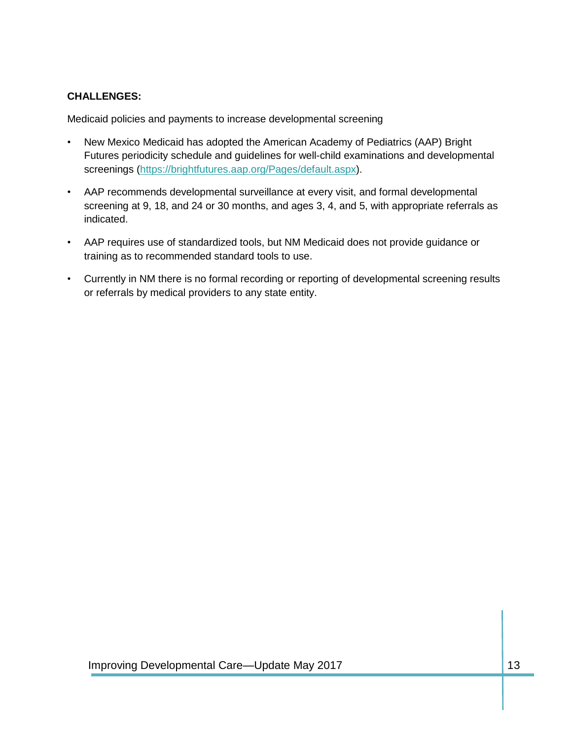**CHALLENGES:**

Medicaid policies and payments to increase developmental screening

- New Mexico Medicaid has adopted the American Academy of Pediatrics (AAP) Bright Futures periodicity schedule and guidelines for well-child examinations and developmental screenings ([https://brightfutures.aap.org/Pages/default.aspx](https://brightfutures.aap.org/Pages/default.aspx)).
- AAP recommends developmental surveillance at every visit, and formal developmental screening at 9, 18, and 24 or 30 months, and ages 3, 4, and 5, with appropriate referrals as indicated.
- AAP requires use of standardized tools, but NM Medicaid does not provide guidance or training as to recommended standard tools to use.
- Currently in NM there is no formal recording or reporting of developmental screening results or referrals by medical providers to any state entity.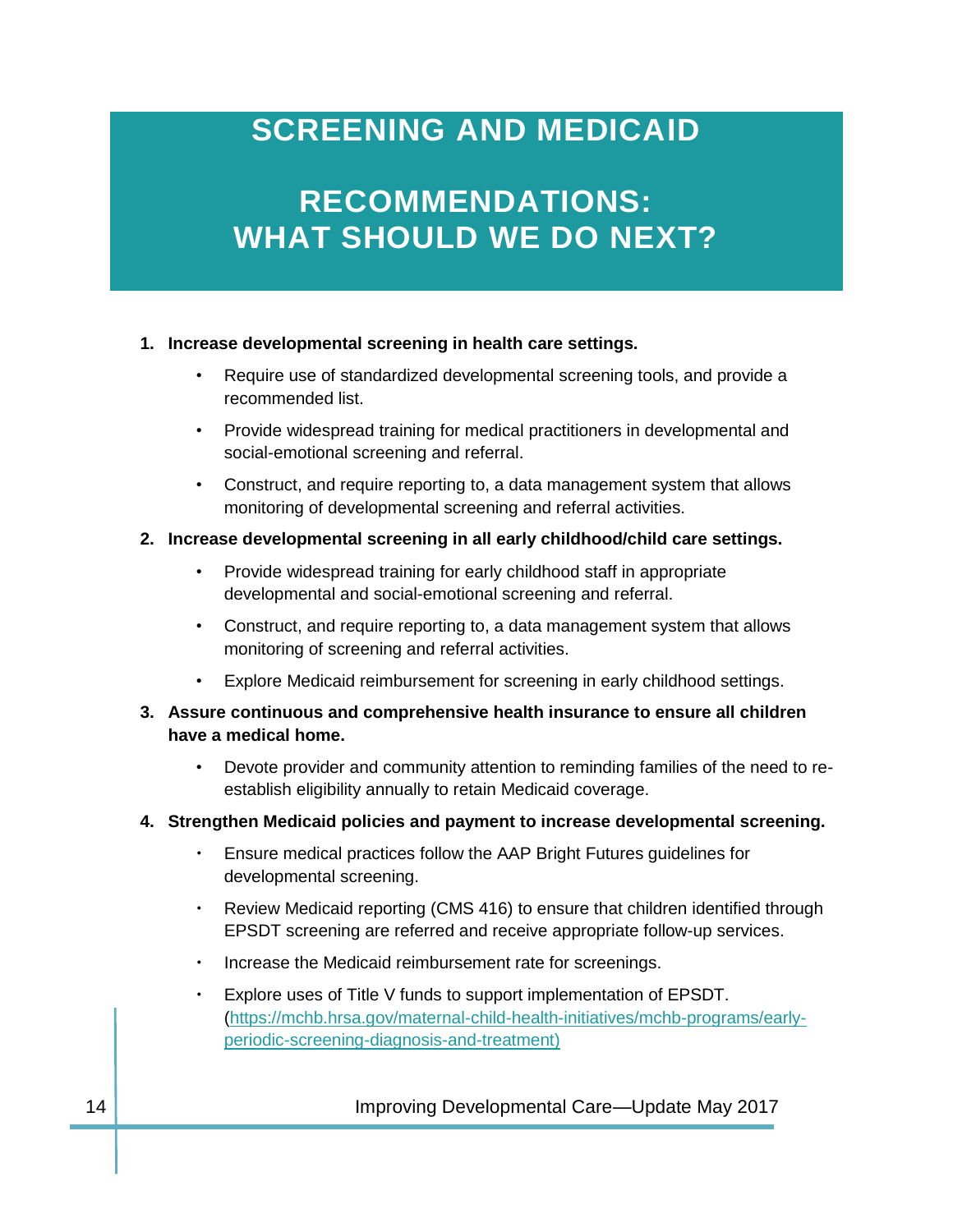# SCREENING AND MEDICAID

## RECOMMENDATIONS: WHAT SHOULD WE DO NEXT?

1. **Increase developmental screening in health care settings.**
   - Require use of standardized developmental screening tools, and provide a recommended list.
   - Provide widespread training for medical practitioners in developmental and social-emotional screening and referral.
   - Construct, and require reporting to, a data management system that allows monitoring of developmental screening and referral activities.
2. **Increase developmental screening in all early childhood/child care settings.**
   - Provide widespread training for early childhood staff in appropriate developmental and social-emotional screening and referral.
   - Construct, and require reporting to, a data management system that allows monitoring of screening and referral activities.
   - Explore Medicaid reimbursement for screening in early childhood settings.
3. **Assure continuous and comprehensive health insurance to ensure all children have a medical home.**
   - Devote provider and community attention to reminding families of the need to re-establish eligibility annually to retain Medicaid coverage.
4. **Strengthen Medicaid policies and payment to increase developmental screening.**
   - Ensure medical practices follow the AAP Bright Futures guidelines for developmental screening.
   - Review Medicaid reporting (CMS 416) to ensure that children identified through EPSDT screening are referred and receive appropriate follow-up services.
   - Increase the Medicaid reimbursement rate for screenings.
   - Explore uses of Title V funds to support implementation of EPSDT. (https://mchb.hrsa.gov/maternal-child-health-initiatives/mchb-programs/early-periodic-screening-diagnosis-and-treatment)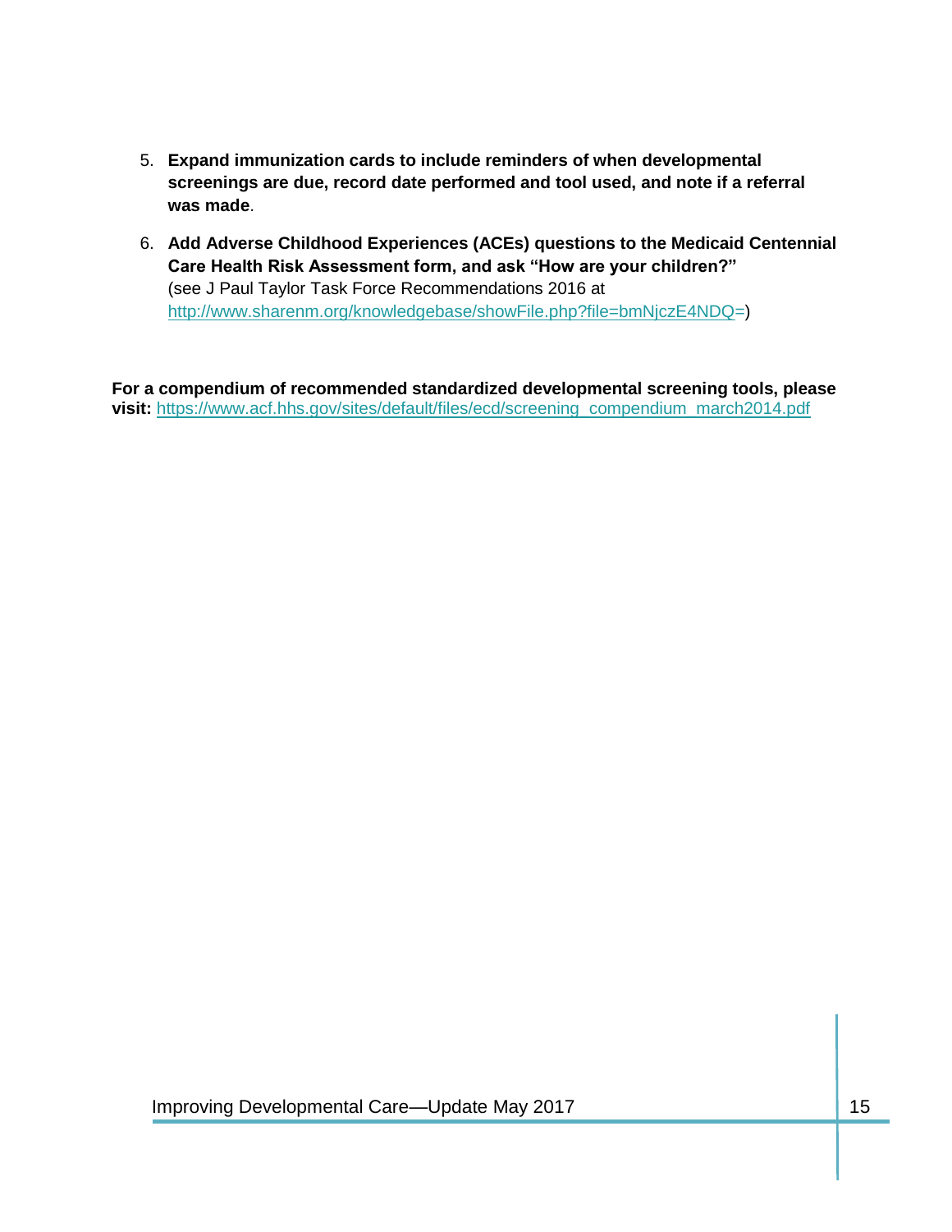5. **Expand immunization cards to include reminders of when developmental screenings are due, record date performed and tool used, and note if a referral was made**.

6. **Add Adverse Childhood Experiences (ACEs) questions to the Medicaid Centennial Care Health Risk Assessment form, and ask "How are your children?"** (see J Paul Taylor Task Force Recommendations 2016 at http://www.sharenm.org/knowledgebase/showFile.php?file=bmNjczE4NDQ=)

**For a compendium of recommended standardized developmental screening tools, please visit:** https://www.acf.hhs.gov/sites/default/files/ecd/screening_compendium_march2014.pdf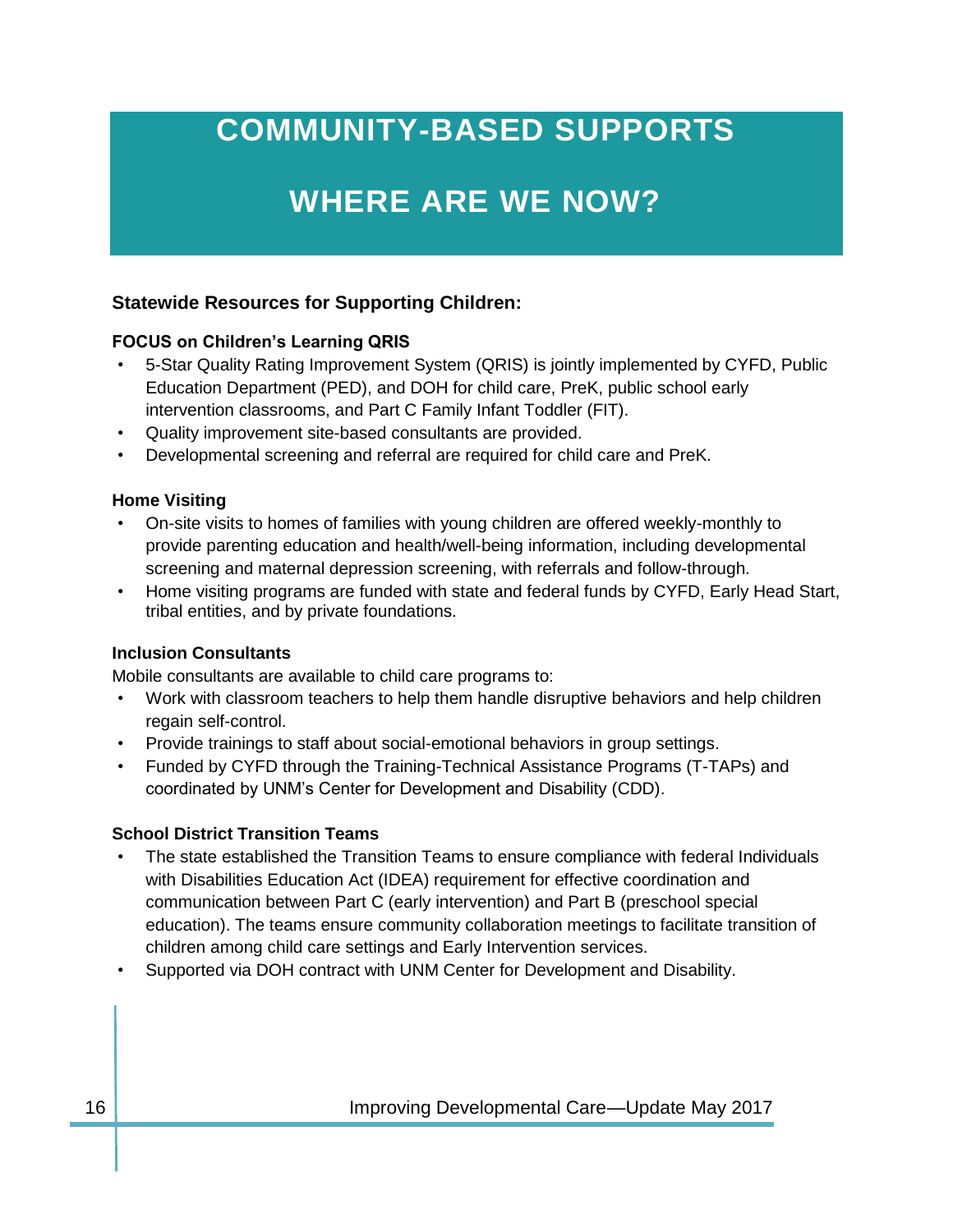# COMMUNITY-BASED SUPPORTS

# WHERE ARE WE NOW?

### Statewide Resources for Supporting Children:

**FOCUS on Children's Learning QRIS**

- 5-Star Quality Rating Improvement System (QRIS) is jointly implemented by CYFD, Public Education Department (PED), and DOH for child care, PreK, public school early intervention classrooms, and Part C Family Infant Toddler (FIT).
- Quality improvement site-based consultants are provided.
- Developmental screening and referral are required for child care and PreK.

**Home Visiting**

- On-site visits to homes of families with young children are offered weekly-monthly to provide parenting education and health/well-being information, including developmental screening and maternal depression screening, with referrals and follow-through.
- Home visiting programs are funded with state and federal funds by CYFD, Early Head Start, tribal entities, and by private foundations.

**Inclusion Consultants**

Mobile consultants are available to child care programs to:

- Work with classroom teachers to help them handle disruptive behaviors and help children regain self-control.
- Provide trainings to staff about social-emotional behaviors in group settings.
- Funded by CYFD through the Training-Technical Assistance Programs (T-TAPs) and coordinated by UNM's Center for Development and Disability (CDD).

**School District Transition Teams**

- The state established the Transition Teams to ensure compliance with federal Individuals with Disabilities Education Act (IDEA) requirement for effective coordination and communication between Part C (early intervention) and Part B (preschool special education). The teams ensure community collaboration meetings to facilitate transition of children among child care settings and Early Intervention services.
- Supported via DOH contract with UNM Center for Development and Disability.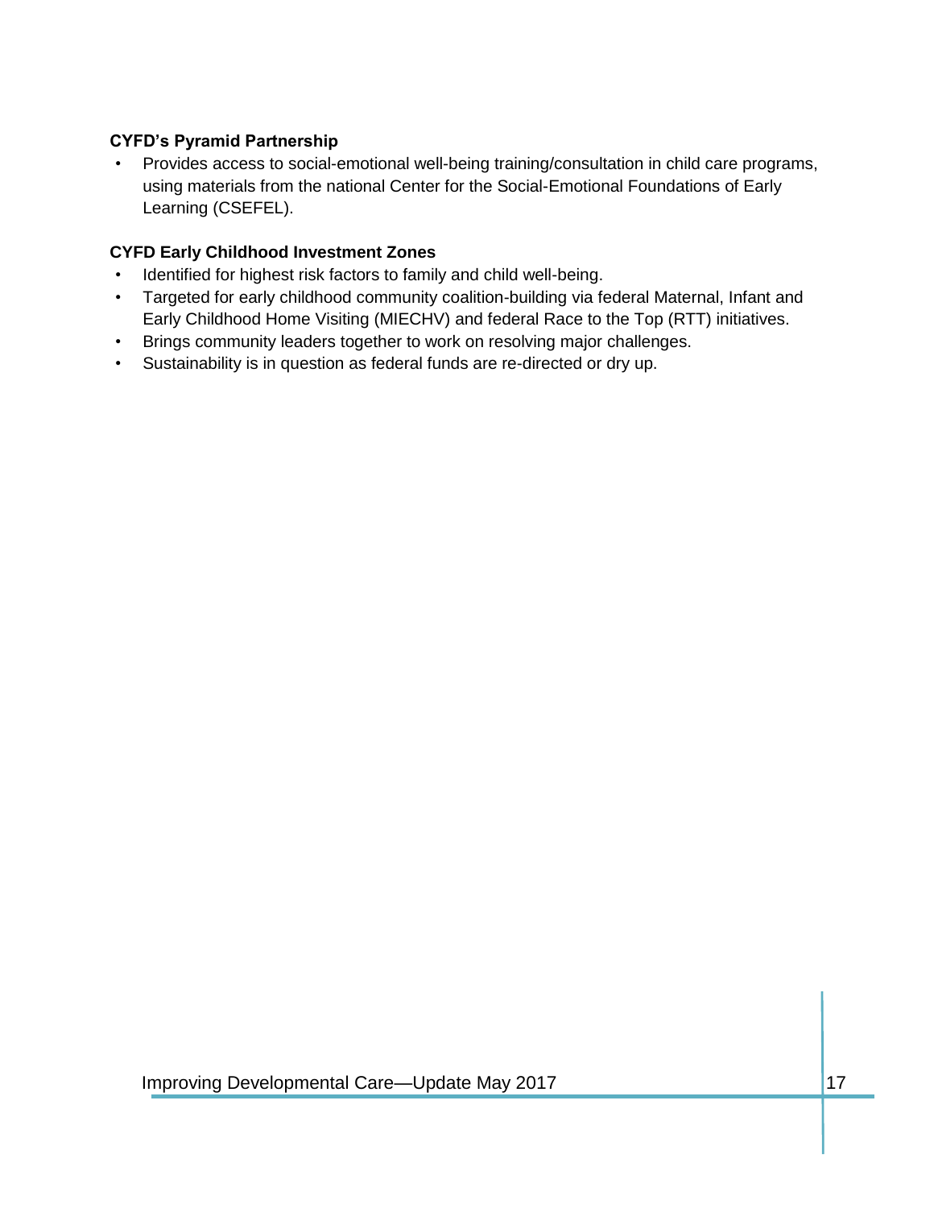**CYFD's Pyramid Partnership**

- Provides access to social-emotional well-being training/consultation in child care programs, using materials from the national Center for the Social-Emotional Foundations of Early Learning (CSEFEL).

**CYFD Early Childhood Investment Zones**

- Identified for highest risk factors to family and child well-being.
- Targeted for early childhood community coalition-building via federal Maternal, Infant and Early Childhood Home Visiting (MIECHV) and federal Race to the Top (RTT) initiatives.
- Brings community leaders together to work on resolving major challenges.
- Sustainability is in question as federal funds are re-directed or dry up.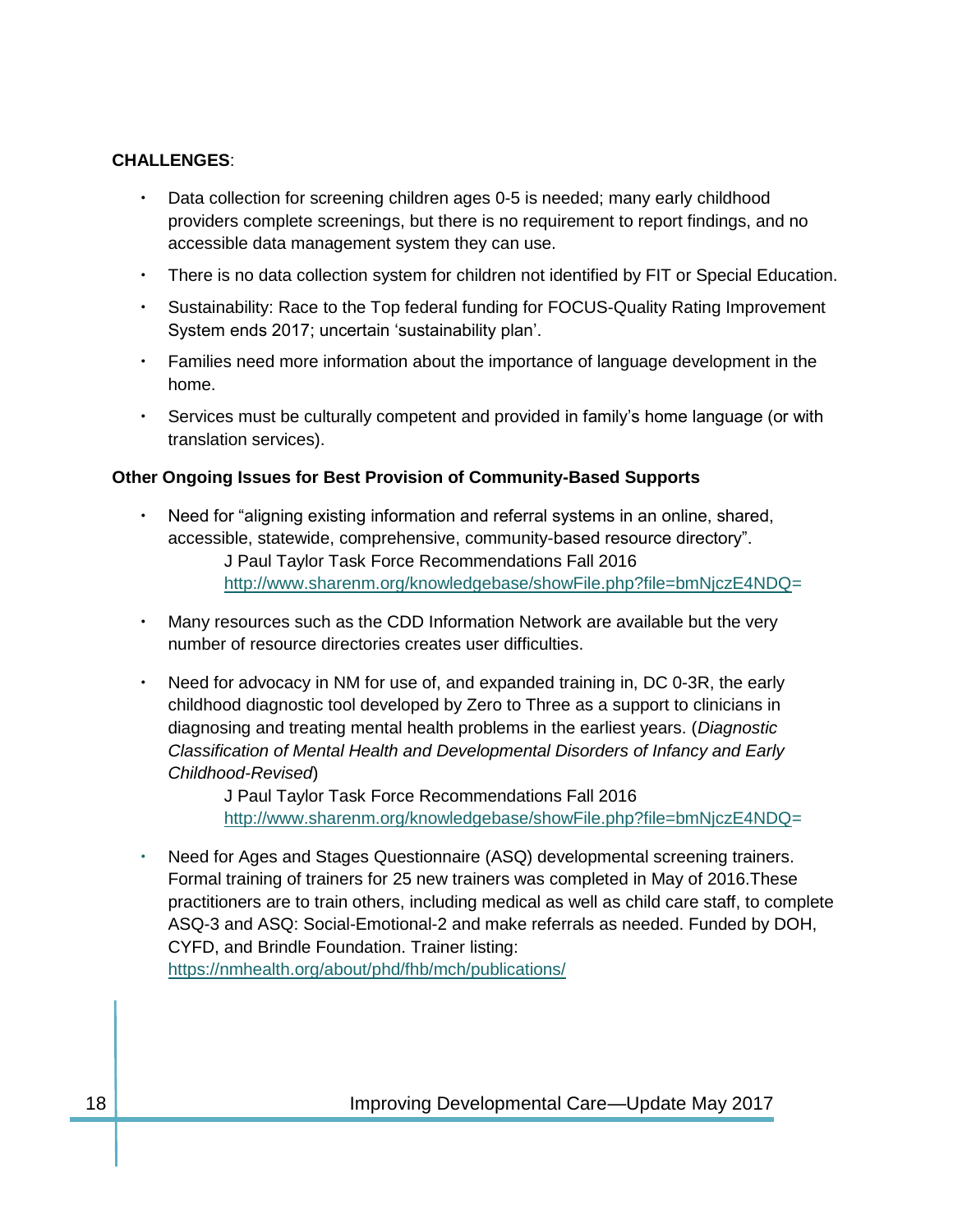**CHALLENGES**:

- Data collection for screening children ages 0-5 is needed; many early childhood providers complete screenings, but there is no requirement to report findings, and no accessible data management system they can use.
- There is no data collection system for children not identified by FIT or Special Education.
- Sustainability: Race to the Top federal funding for FOCUS-Quality Rating Improvement System ends 2017; uncertain 'sustainability plan'.
- Families need more information about the importance of language development in the home.
- Services must be culturally competent and provided in family's home language (or with translation services).

**Other Ongoing Issues for Best Provision of Community-Based Supports**

- Need for "aligning existing information and referral systems in an online, shared, accessible, statewide, comprehensive, community-based resource directory".

  J Paul Taylor Task Force Recommendations Fall 2016
  http://www.sharenm.org/knowledgebase/showFile.php?file=bmNjczE4NDQ=

- Many resources such as the CDD Information Network are available but the very number of resource directories creates user difficulties.
- Need for advocacy in NM for use of, and expanded training in, DC 0-3R, the early childhood diagnostic tool developed by Zero to Three as a support to clinicians in diagnosing and treating mental health problems in the earliest years. (*Diagnostic Classification of Mental Health and Developmental Disorders of Infancy and Early Childhood-Revised*)

  J Paul Taylor Task Force Recommendations Fall 2016
  http://www.sharenm.org/knowledgebase/showFile.php?file=bmNjczE4NDQ=

- Need for Ages and Stages Questionnaire (ASQ) developmental screening trainers. Formal training of trainers for 25 new trainers was completed in May of 2016.These practitioners are to train others, including medical as well as child care staff, to complete ASQ-3 and ASQ: Social-Emotional-2 and make referrals as needed. Funded by DOH, CYFD, and Brindle Foundation. Trainer listing: https://nmhealth.org/about/phd/fhb/mch/publications/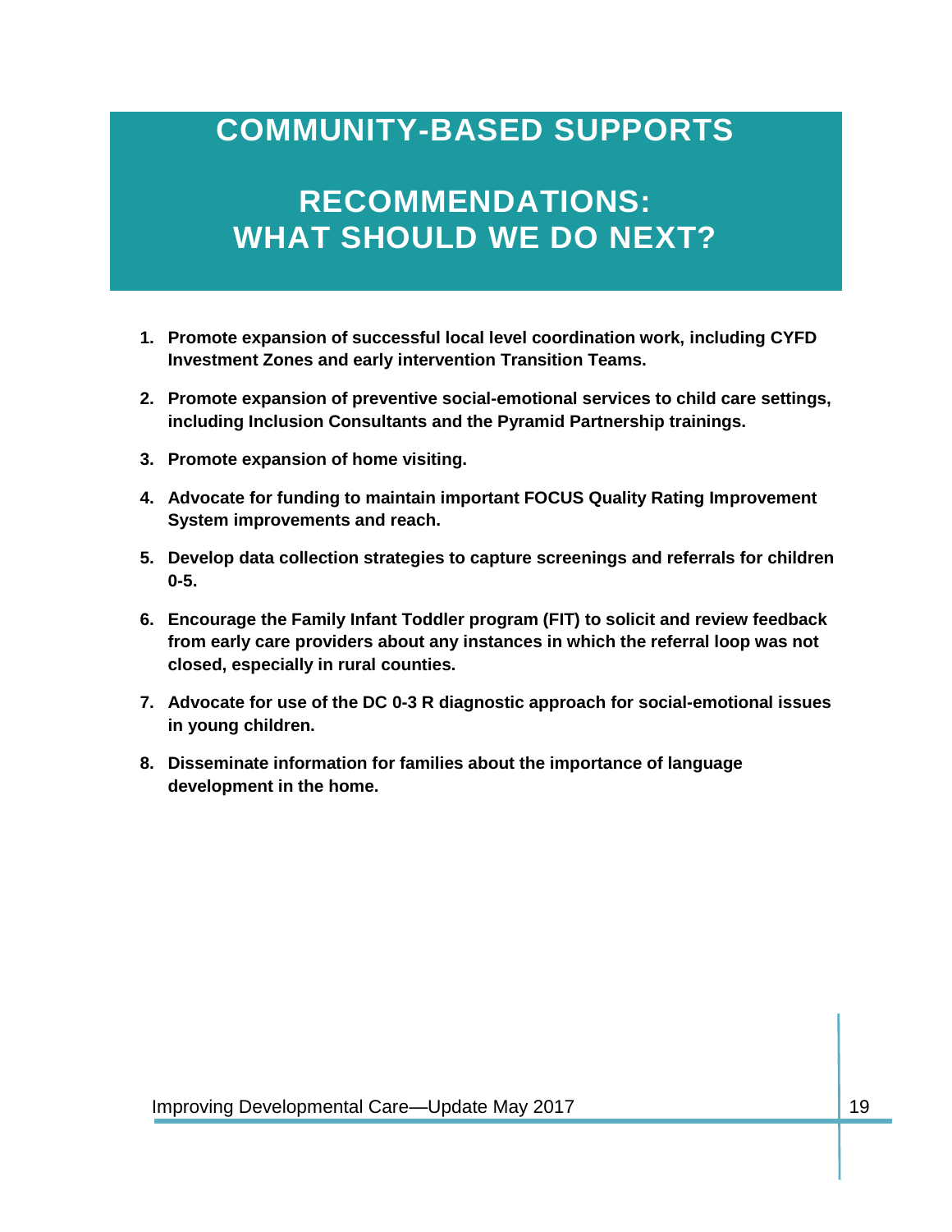# COMMUNITY-BASED SUPPORTS

## RECOMMENDATIONS: WHAT SHOULD WE DO NEXT?

1. **Promote expansion of successful local level coordination work, including CYFD Investment Zones and early intervention Transition Teams.**
2. **Promote expansion of preventive social-emotional services to child care settings, including Inclusion Consultants and the Pyramid Partnership trainings.**
3. **Promote expansion of home visiting.**
4. **Advocate for funding to maintain important FOCUS Quality Rating Improvement System improvements and reach.**
5. **Develop data collection strategies to capture screenings and referrals for children 0-5.**
6. **Encourage the Family Infant Toddler program (FIT) to solicit and review feedback from early care providers about any instances in which the referral loop was not closed, especially in rural counties.**
7. **Advocate for use of the DC 0-3 R diagnostic approach for social-emotional issues in young children.**
8. **Disseminate information for families about the importance of language development in the home.**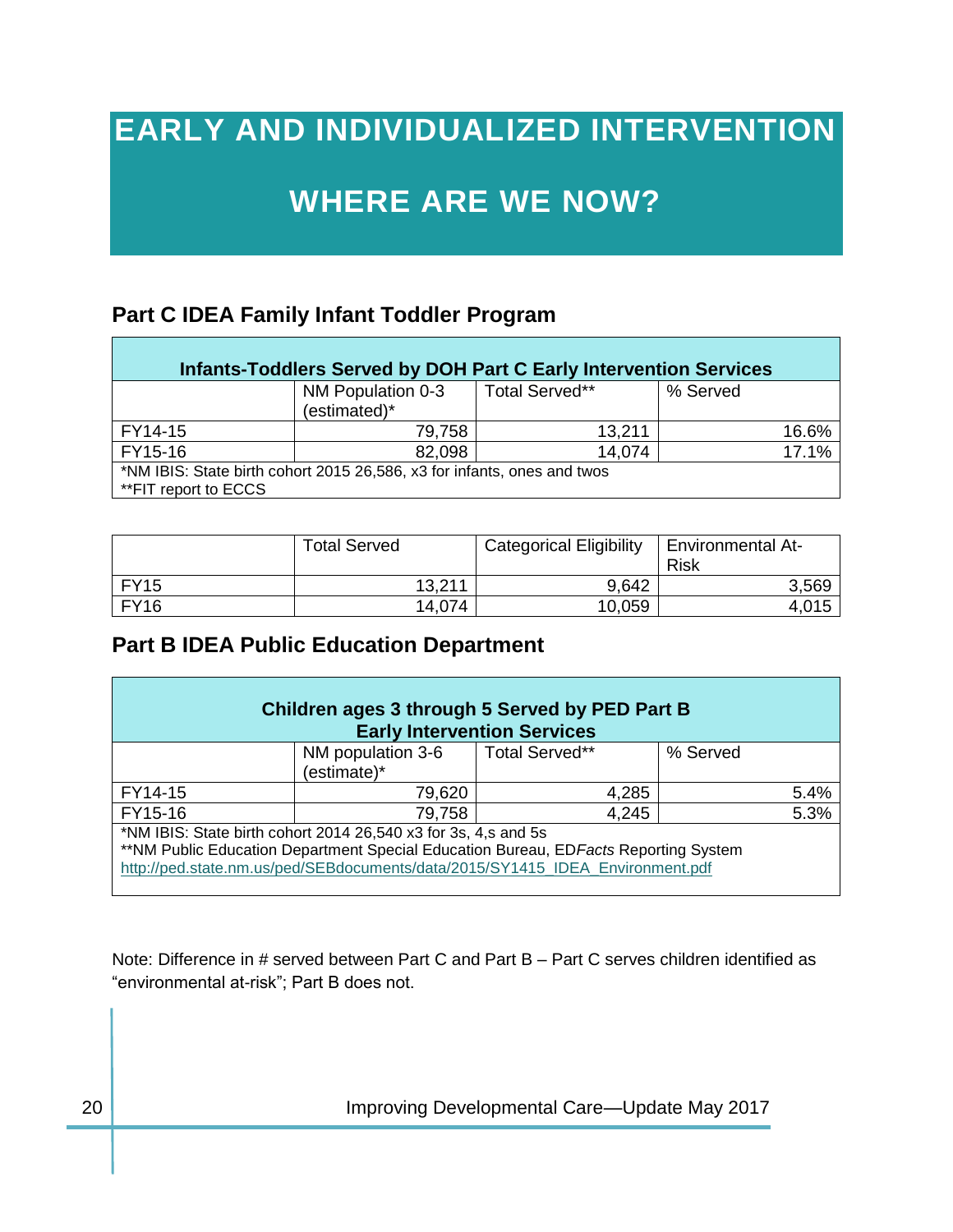# EARLY AND INDIVIDUALIZED INTERVENTION

## WHERE ARE WE NOW?

### Part C IDEA Family Infant Toddler Program

| Infants-Toddlers Served by DOH Part C Early Intervention Services | | | |
|---|---|---|---|
| | NM Population 0-3 (estimated)* | Total Served** | % Served |
| FY14-15 | 79,758 | 13,211 | 16.6% |
| FY15-16 | 82,098 | 14,074 | 17.1% |
| *NM IBIS: State birth cohort 2015 26,586, x3 for infants, ones and twos<br>**FIT report to ECCS | | | |

| | Total Served | Categorical Eligibility | Environmental At-Risk |
|---|---|---|---|
| FY15 | 13,211 | 9,642 | 3,569 |
| FY16 | 14,074 | 10,059 | 4,015 |

### Part B IDEA Public Education Department

| Children ages 3 through 5 Served by PED Part B Early Intervention Services | | | |
|---|---|---|---|
| | NM population 3-6 (estimate)* | Total Served** | % Served |
| FY14-15 | 79,620 | 4,285 | 5.4% |
| FY15-16 | 79,758 | 4,245 | 5.3% |
| *NM IBIS: State birth cohort 2014 26,540 x3 for 3s, 4,s and 5s<br>**NM Public Education Department Special Education Bureau, ED*Facts* Reporting System<br>http://ped.state.nm.us/ped/SEBdocuments/data/2015/SY1415_IDEA_Environment.pdf | | | |

Note: Difference in # served between Part C and Part B – Part C serves children identified as "environmental at-risk"; Part B does not.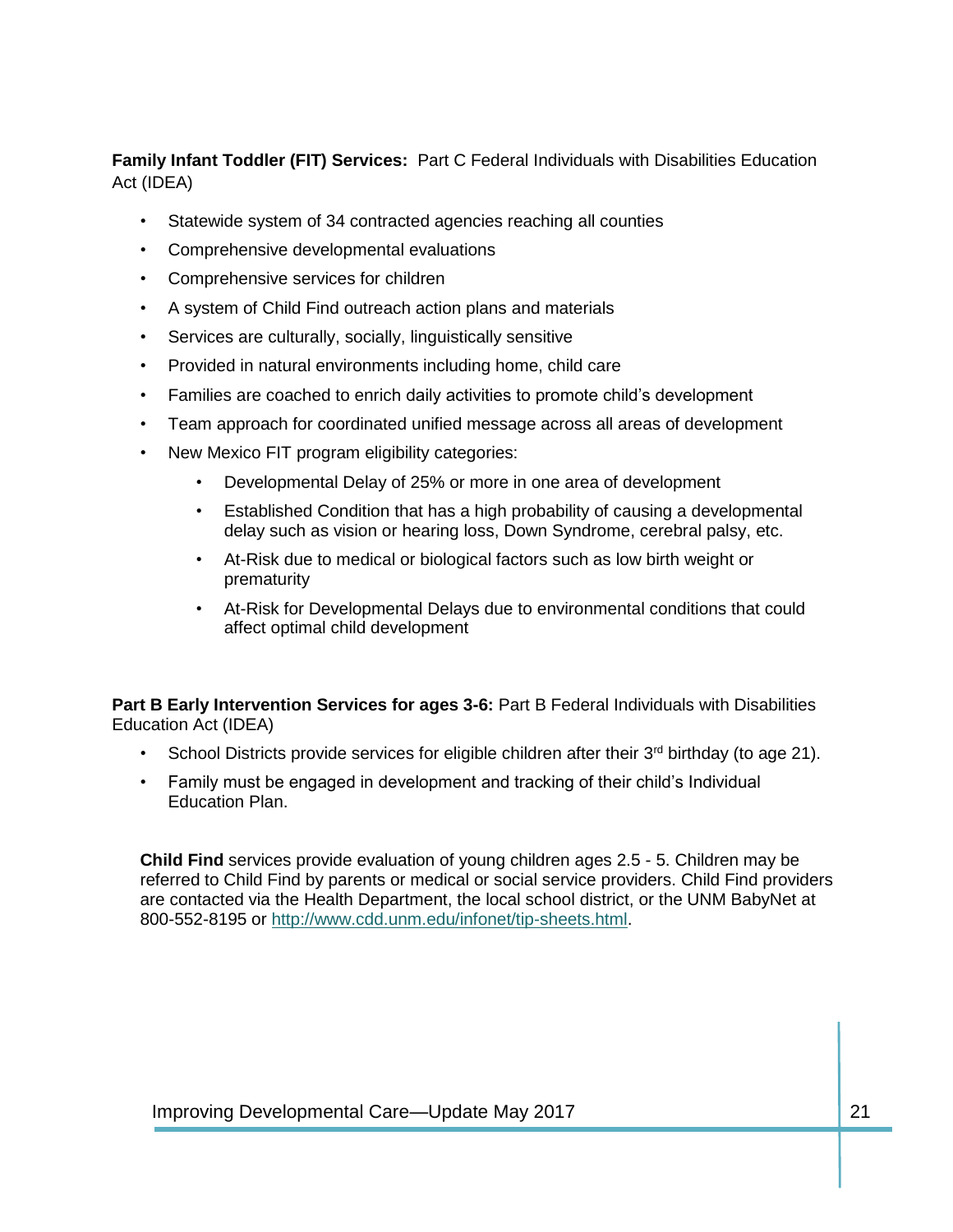**Family Infant Toddler (FIT) Services:** Part C Federal Individuals with Disabilities Education Act (IDEA)

- Statewide system of 34 contracted agencies reaching all counties
- Comprehensive developmental evaluations
- Comprehensive services for children
- A system of Child Find outreach action plans and materials
- Services are culturally, socially, linguistically sensitive
- Provided in natural environments including home, child care
- Families are coached to enrich daily activities to promote child's development
- Team approach for coordinated unified message across all areas of development
- New Mexico FIT program eligibility categories:
    - Developmental Delay of 25% or more in one area of development
    - Established Condition that has a high probability of causing a developmental delay such as vision or hearing loss, Down Syndrome, cerebral palsy, etc.
    - At-Risk due to medical or biological factors such as low birth weight or prematurity
    - At-Risk for Developmental Delays due to environmental conditions that could affect optimal child development

**Part B Early Intervention Services for ages 3-6:** Part B Federal Individuals with Disabilities Education Act (IDEA)

- School Districts provide services for eligible children after their 3rd birthday (to age 21).
- Family must be engaged in development and tracking of their child's Individual Education Plan.

**Child Find** services provide evaluation of young children ages 2.5 - 5. Children may be referred to Child Find by parents or medical or social service providers. Child Find providers are contacted via the Health Department, the local school district, or the UNM BabyNet at 800-552-8195 or http://www.cdd.unm.edu/infonet/tip-sheets.html.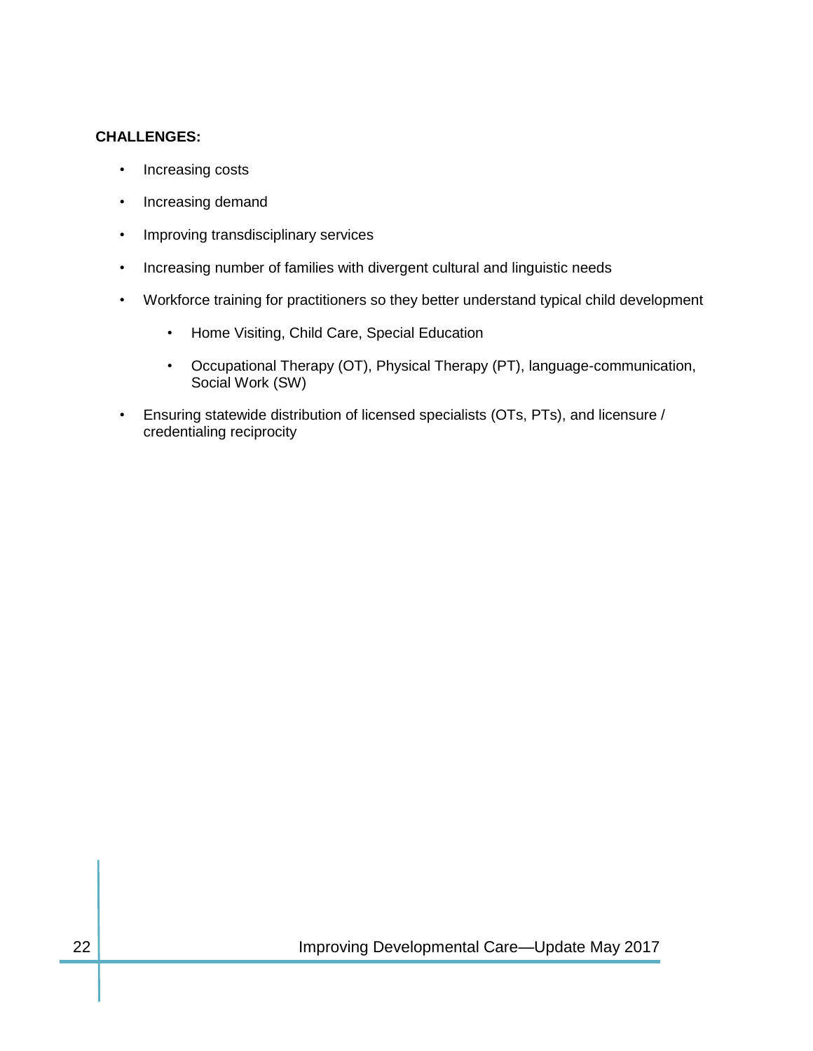**CHALLENGES:**

- Increasing costs
- Increasing demand
- Improving transdisciplinary services
- Increasing number of families with divergent cultural and linguistic needs
- Workforce training for practitioners so they better understand typical child development
    - Home Visiting, Child Care, Special Education
    - Occupational Therapy (OT), Physical Therapy (PT), language-communication, Social Work (SW)
- Ensuring statewide distribution of licensed specialists (OTs, PTs), and licensure / credentialing reciprocity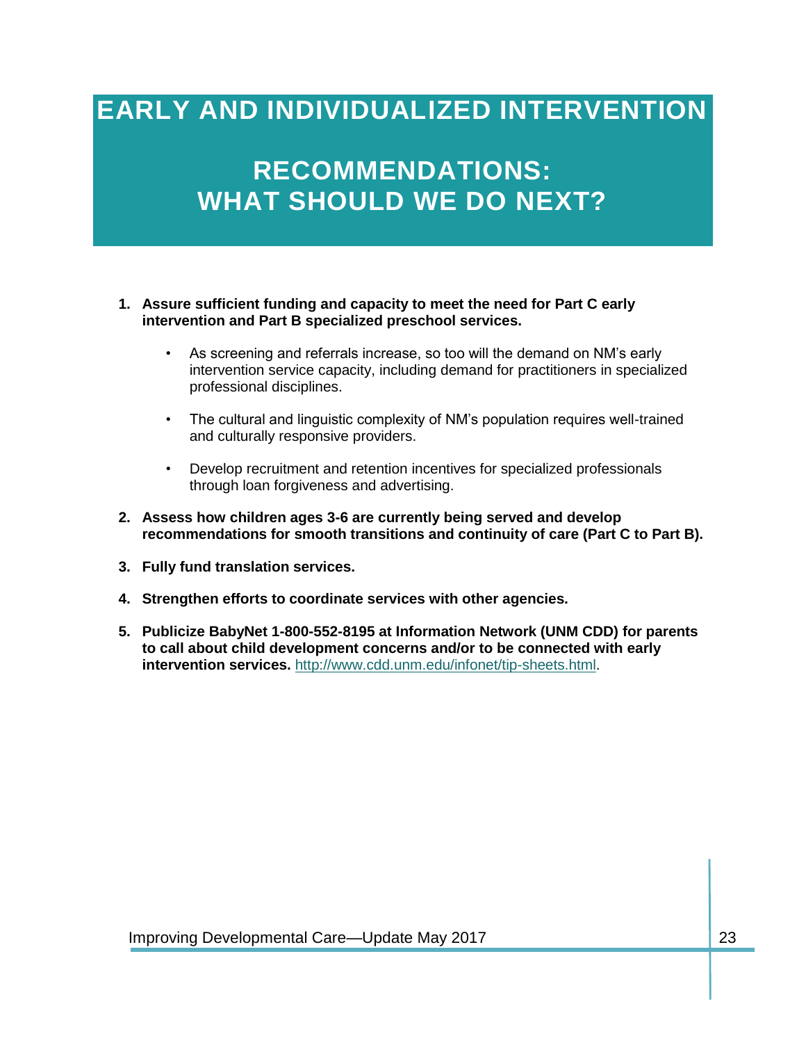# EARLY AND INDIVIDUALIZED INTERVENTION

## RECOMMENDATIONS: WHAT SHOULD WE DO NEXT?

1. **Assure sufficient funding and capacity to meet the need for Part C early intervention and Part B specialized preschool services.**

   - As screening and referrals increase, so too will the demand on NM's early intervention service capacity, including demand for practitioners in specialized professional disciplines.

   - The cultural and linguistic complexity of NM's population requires well-trained and culturally responsive providers.

   - Develop recruitment and retention incentives for specialized professionals through loan forgiveness and advertising.

2. **Assess how children ages 3-6 are currently being served and develop recommendations for smooth transitions and continuity of care (Part C to Part B).**

3. **Fully fund translation services.**

4. **Strengthen efforts to coordinate services with other agencies.**

5. **Publicize BabyNet 1-800-552-8195 at Information Network (UNM CDD) for parents to call about child development concerns and/or to be connected with early intervention services.** http://www.cdd.unm.edu/infonet/tip-sheets.html.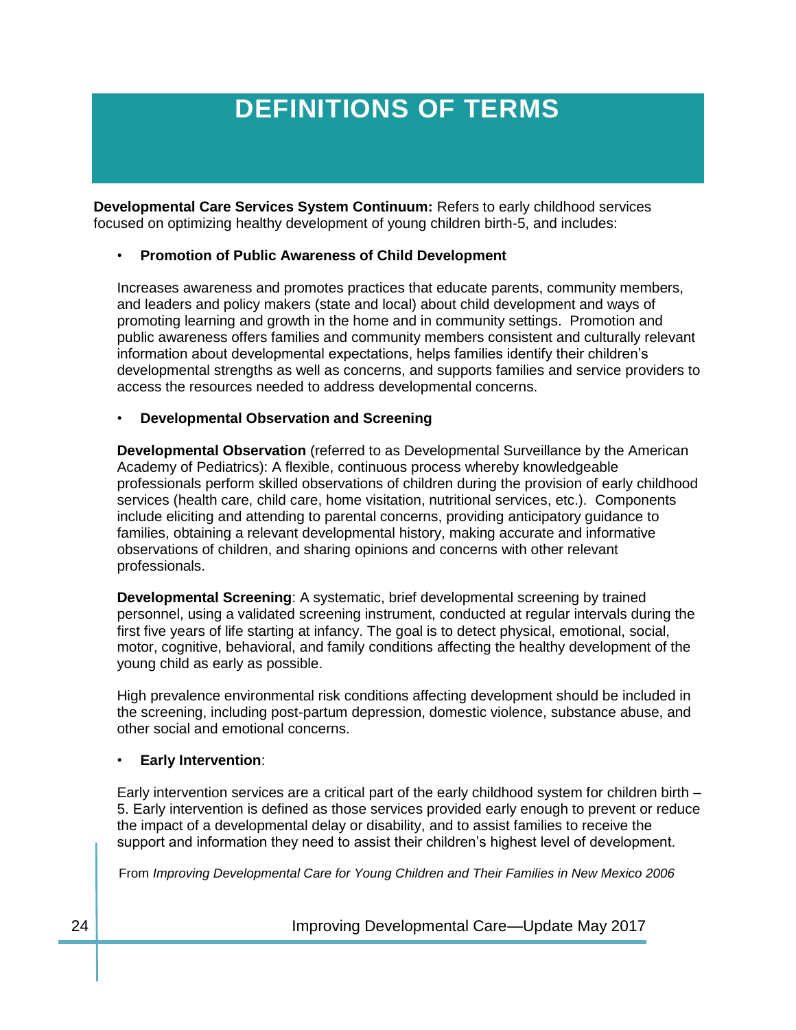# DEFINITIONS OF TERMS

**Developmental Care Services System Continuum:** Refers to early childhood services focused on optimizing healthy development of young children birth-5, and includes:

- **Promotion of Public Awareness of Child Development**

  Increases awareness and promotes practices that educate parents, community members, and leaders and policy makers (state and local) about child development and ways of promoting learning and growth in the home and in community settings. Promotion and public awareness offers families and community members consistent and culturally relevant information about developmental expectations, helps families identify their children's developmental strengths as well as concerns, and supports families and service providers to access the resources needed to address developmental concerns.

- **Developmental Observation and Screening**

  **Developmental Observation** (referred to as Developmental Surveillance by the American Academy of Pediatrics): A flexible, continuous process whereby knowledgeable professionals perform skilled observations of children during the provision of early childhood services (health care, child care, home visitation, nutritional services, etc.). Components include eliciting and attending to parental concerns, providing anticipatory guidance to families, obtaining a relevant developmental history, making accurate and informative observations of children, and sharing opinions and concerns with other relevant professionals.

  **Developmental Screening**: A systematic, brief developmental screening by trained personnel, using a validated screening instrument, conducted at regular intervals during the first five years of life starting at infancy. The goal is to detect physical, emotional, social, motor, cognitive, behavioral, and family conditions affecting the healthy development of the young child as early as possible.

  High prevalence environmental risk conditions affecting development should be included in the screening, including post-partum depression, domestic violence, substance abuse, and other social and emotional concerns.

- **Early Intervention**:

  Early intervention services are a critical part of the early childhood system for children birth – 5. Early intervention is defined as those services provided early enough to prevent or reduce the impact of a developmental delay or disability, and to assist families to receive the support and information they need to assist their children's highest level of development.

From *Improving Developmental Care for Young Children and Their Families in New Mexico 2006*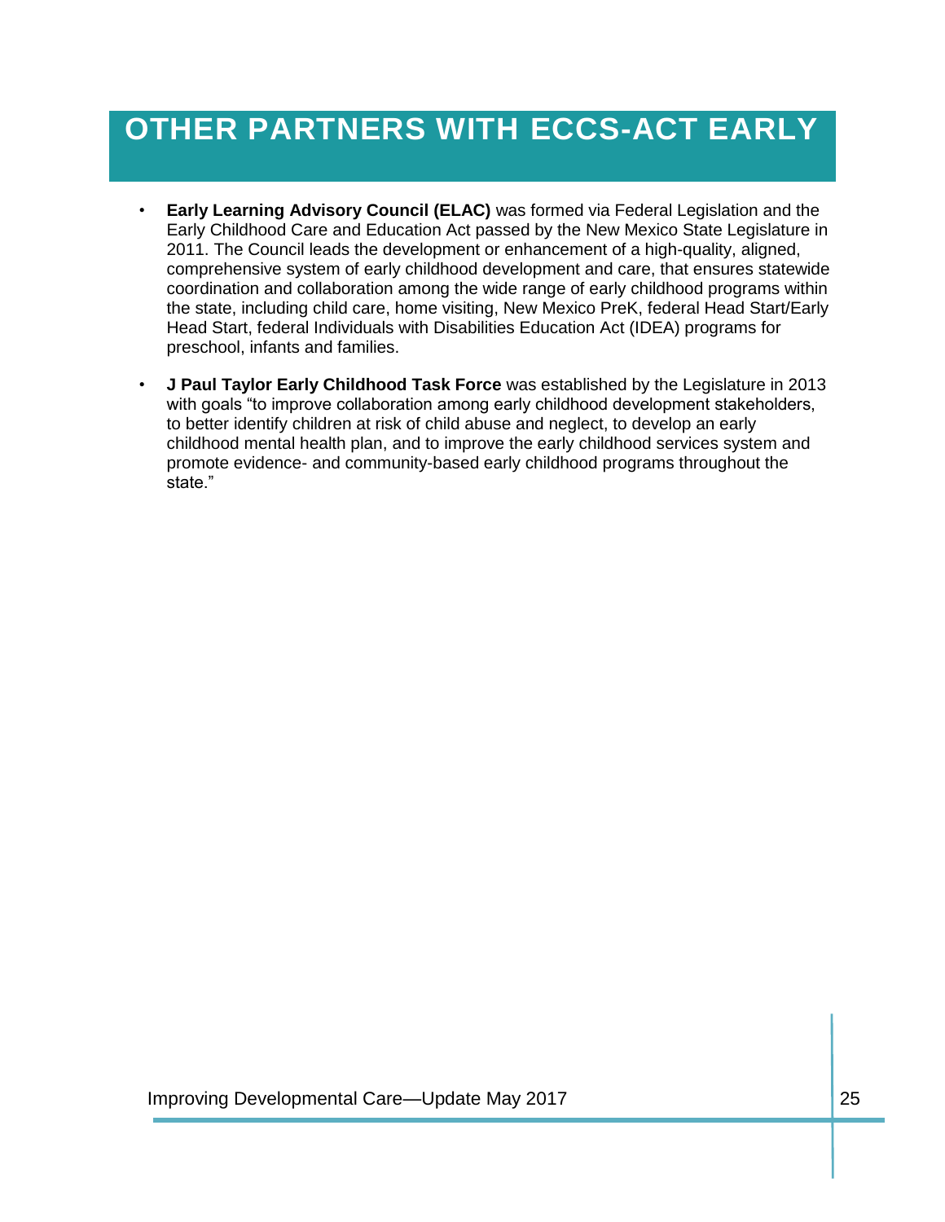# OTHER PARTNERS WITH ECCS-ACT EARLY

- **Early Learning Advisory Council (ELAC)** was formed via Federal Legislation and the Early Childhood Care and Education Act passed by the New Mexico State Legislature in 2011. The Council leads the development or enhancement of a high-quality, aligned, comprehensive system of early childhood development and care, that ensures statewide coordination and collaboration among the wide range of early childhood programs within the state, including child care, home visiting, New Mexico PreK, federal Head Start/Early Head Start, federal Individuals with Disabilities Education Act (IDEA) programs for preschool, infants and families.
- **J Paul Taylor Early Childhood Task Force** was established by the Legislature in 2013 with goals "to improve collaboration among early childhood development stakeholders, to better identify children at risk of child abuse and neglect, to develop an early childhood mental health plan, and to improve the early childhood services system and promote evidence- and community-based early childhood programs throughout the state."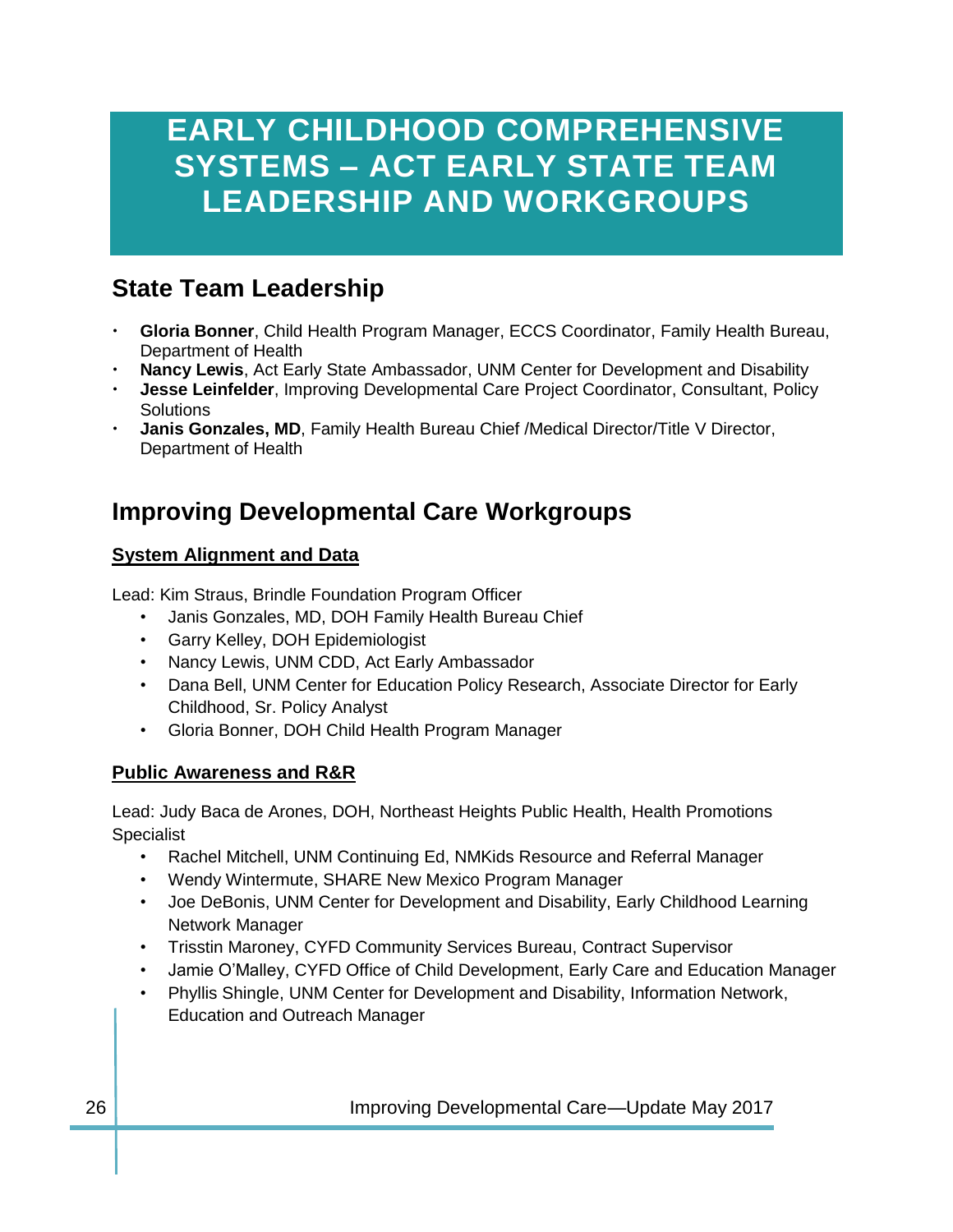# EARLY CHILDHOOD COMPREHENSIVE SYSTEMS – ACT EARLY STATE TEAM LEADERSHIP AND WORKGROUPS

## State Team Leadership

- **Gloria Bonner**, Child Health Program Manager, ECCS Coordinator, Family Health Bureau, Department of Health
- **Nancy Lewis**, Act Early State Ambassador, UNM Center for Development and Disability
- **Jesse Leinfelder**, Improving Developmental Care Project Coordinator, Consultant, Policy Solutions
- **Janis Gonzales, MD**, Family Health Bureau Chief /Medical Director/Title V Director, Department of Health

## Improving Developmental Care Workgroups

### System Alignment and Data

Lead: Kim Straus, Brindle Foundation Program Officer

- Janis Gonzales, MD, DOH Family Health Bureau Chief
- Garry Kelley, DOH Epidemiologist
- Nancy Lewis, UNM CDD, Act Early Ambassador
- Dana Bell, UNM Center for Education Policy Research, Associate Director for Early Childhood, Sr. Policy Analyst
- Gloria Bonner, DOH Child Health Program Manager

### Public Awareness and R&R

Lead: Judy Baca de Arones, DOH, Northeast Heights Public Health, Health Promotions Specialist

- Rachel Mitchell, UNM Continuing Ed, NMKids Resource and Referral Manager
- Wendy Wintermute, SHARE New Mexico Program Manager
- Joe DeBonis, UNM Center for Development and Disability, Early Childhood Learning Network Manager
- Trisstin Maroney, CYFD Community Services Bureau, Contract Supervisor
- Jamie O'Malley, CYFD Office of Child Development, Early Care and Education Manager
- Phyllis Shingle, UNM Center for Development and Disability, Information Network, Education and Outreach Manager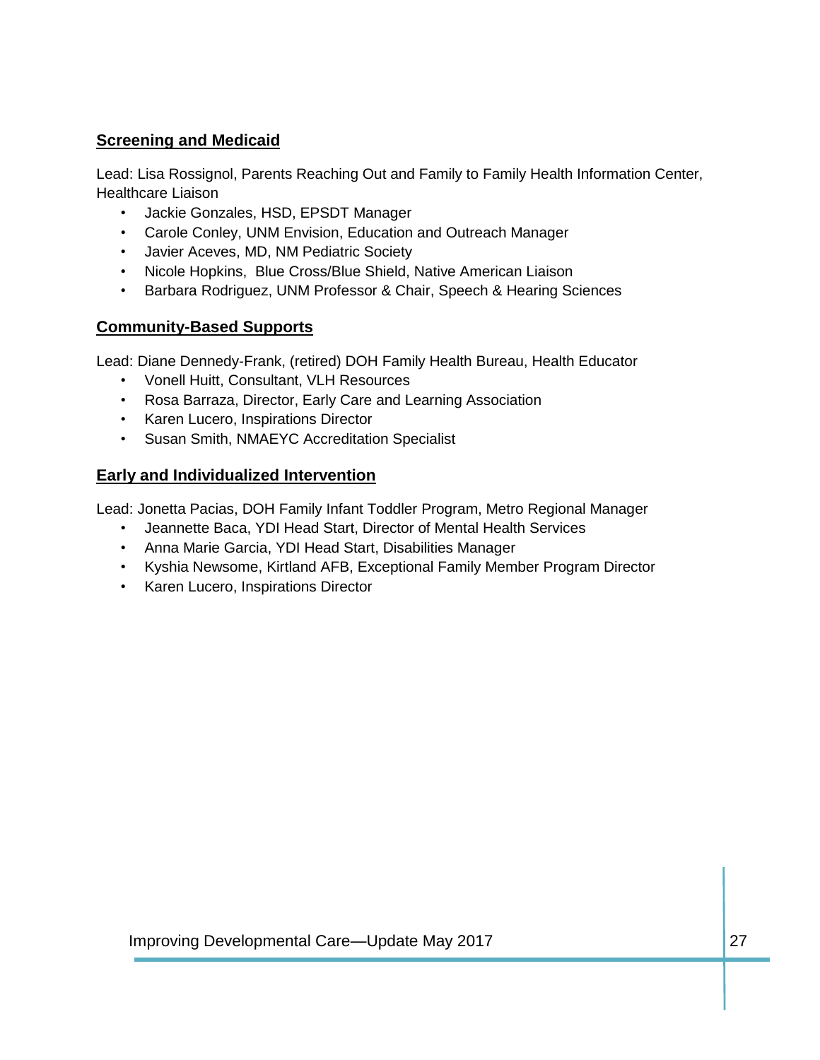**Screening and Medicaid**

Lead: Lisa Rossignol, Parents Reaching Out and Family to Family Health Information Center, Healthcare Liaison

- Jackie Gonzales, HSD, EPSDT Manager
- Carole Conley, UNM Envision, Education and Outreach Manager
- Javier Aceves, MD, NM Pediatric Society
- Nicole Hopkins, Blue Cross/Blue Shield, Native American Liaison
- Barbara Rodriguez, UNM Professor & Chair, Speech & Hearing Sciences

**Community-Based Supports**

Lead: Diane Dennedy-Frank, (retired) DOH Family Health Bureau, Health Educator

- Vonell Huitt, Consultant, VLH Resources
- Rosa Barraza, Director, Early Care and Learning Association
- Karen Lucero, Inspirations Director
- Susan Smith, NMAEYC Accreditation Specialist

**Early and Individualized Intervention**

Lead: Jonetta Pacias, DOH Family Infant Toddler Program, Metro Regional Manager

- Jeannette Baca, YDI Head Start, Director of Mental Health Services
- Anna Marie Garcia, YDI Head Start, Disabilities Manager
- Kyshia Newsome, Kirtland AFB, Exceptional Family Member Program Director
- Karen Lucero, Inspirations Director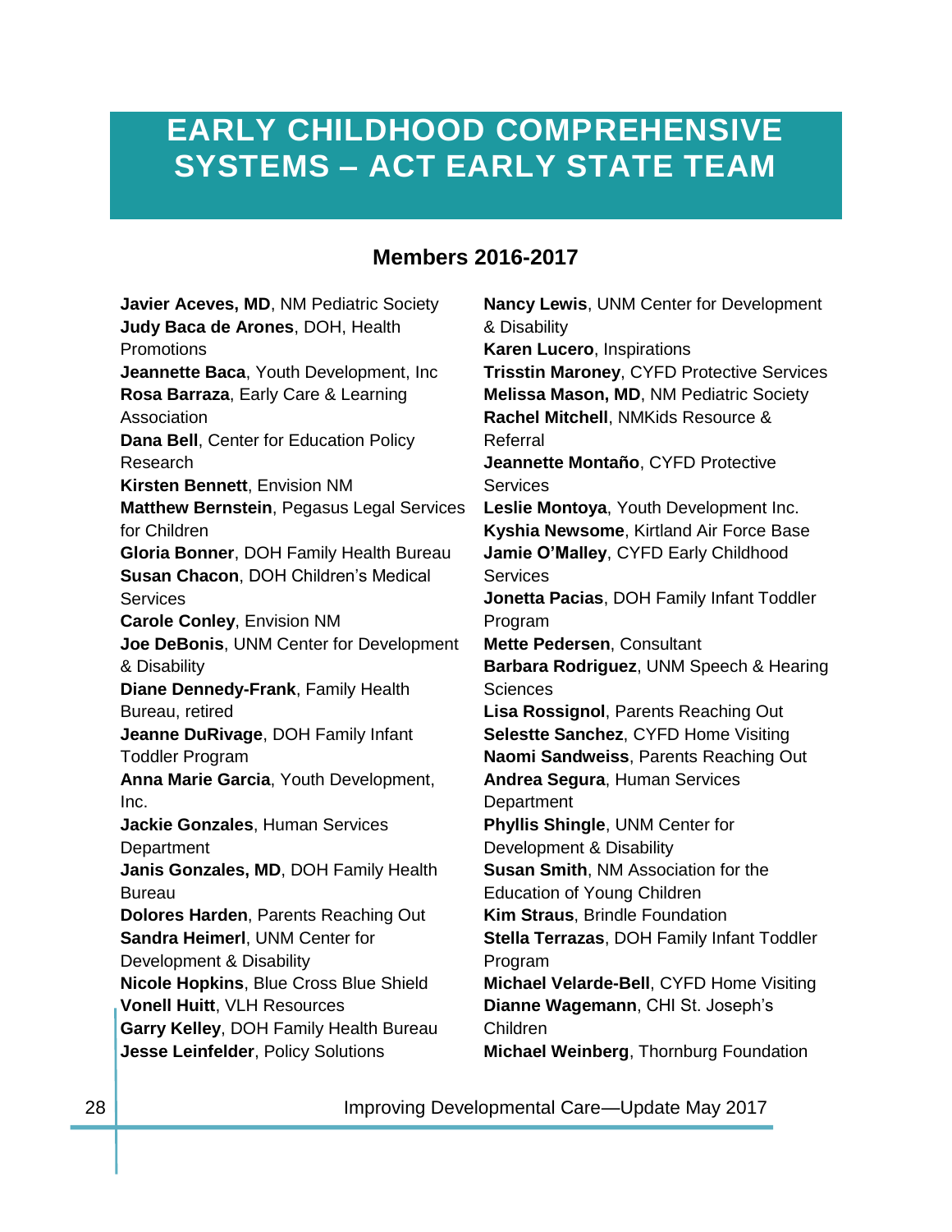# EARLY CHILDHOOD COMPREHENSIVE SYSTEMS – ACT EARLY STATE TEAM

## Members 2016-2017

**Javier Aceves, MD**, NM Pediatric Society
**Judy Baca de Arones**, DOH, Health Promotions
**Jeannette Baca**, Youth Development, Inc
**Rosa Barraza**, Early Care & Learning Association
**Dana Bell**, Center for Education Policy Research
**Kirsten Bennett**, Envision NM
**Matthew Bernstein**, Pegasus Legal Services for Children
**Gloria Bonner**, DOH Family Health Bureau
**Susan Chacon**, DOH Children's Medical Services
**Carole Conley**, Envision NM
**Joe DeBonis**, UNM Center for Development & Disability
**Diane Dennedy-Frank**, Family Health Bureau, retired
**Jeanne DuRivage**, DOH Family Infant Toddler Program
**Anna Marie Garcia**, Youth Development, Inc.
**Jackie Gonzales**, Human Services Department
**Janis Gonzales, MD**, DOH Family Health Bureau
**Dolores Harden**, Parents Reaching Out
**Sandra Heimerl**, UNM Center for Development & Disability
**Nicole Hopkins**, Blue Cross Blue Shield
**Vonell Huitt**, VLH Resources
**Garry Kelley**, DOH Family Health Bureau
**Jesse Leinfelder**, Policy Solutions
**Nancy Lewis**, UNM Center for Development & Disability
**Karen Lucero**, Inspirations
**Trisstin Maroney**, CYFD Protective Services
**Melissa Mason, MD**, NM Pediatric Society
**Rachel Mitchell**, NMKids Resource & Referral
**Jeannette Montaño**, CYFD Protective Services
**Leslie Montoya**, Youth Development Inc.
**Kyshia Newsome**, Kirtland Air Force Base
**Jamie O'Malley**, CYFD Early Childhood Services
**Jonetta Pacias**, DOH Family Infant Toddler Program
**Mette Pedersen**, Consultant
**Barbara Rodriguez**, UNM Speech & Hearing Sciences
**Lisa Rossignol**, Parents Reaching Out
**Selestte Sanchez**, CYFD Home Visiting
**Naomi Sandweiss**, Parents Reaching Out
**Andrea Segura**, Human Services Department
**Phyllis Shingle**, UNM Center for Development & Disability
**Susan Smith**, NM Association for the Education of Young Children
**Kim Straus**, Brindle Foundation
**Stella Terrazas**, DOH Family Infant Toddler Program
**Michael Velarde-Bell**, CYFD Home Visiting
**Dianne Wagemann**, CHI St. Joseph's Children
**Michael Weinberg**, Thornburg Foundation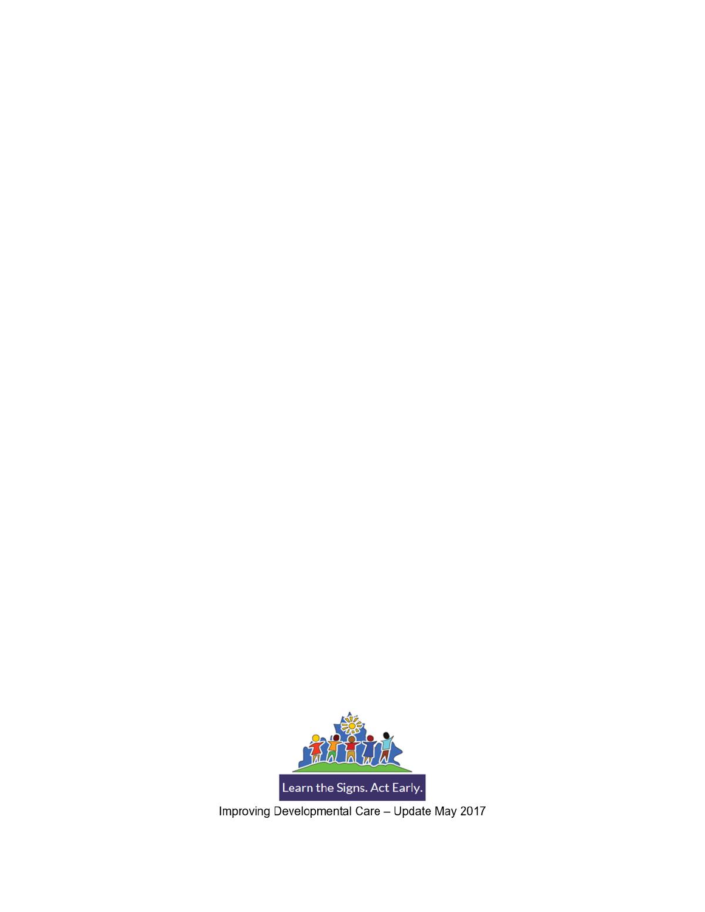Learn the Signs. Act Early.

Improving Developmental Care – Update May 2017